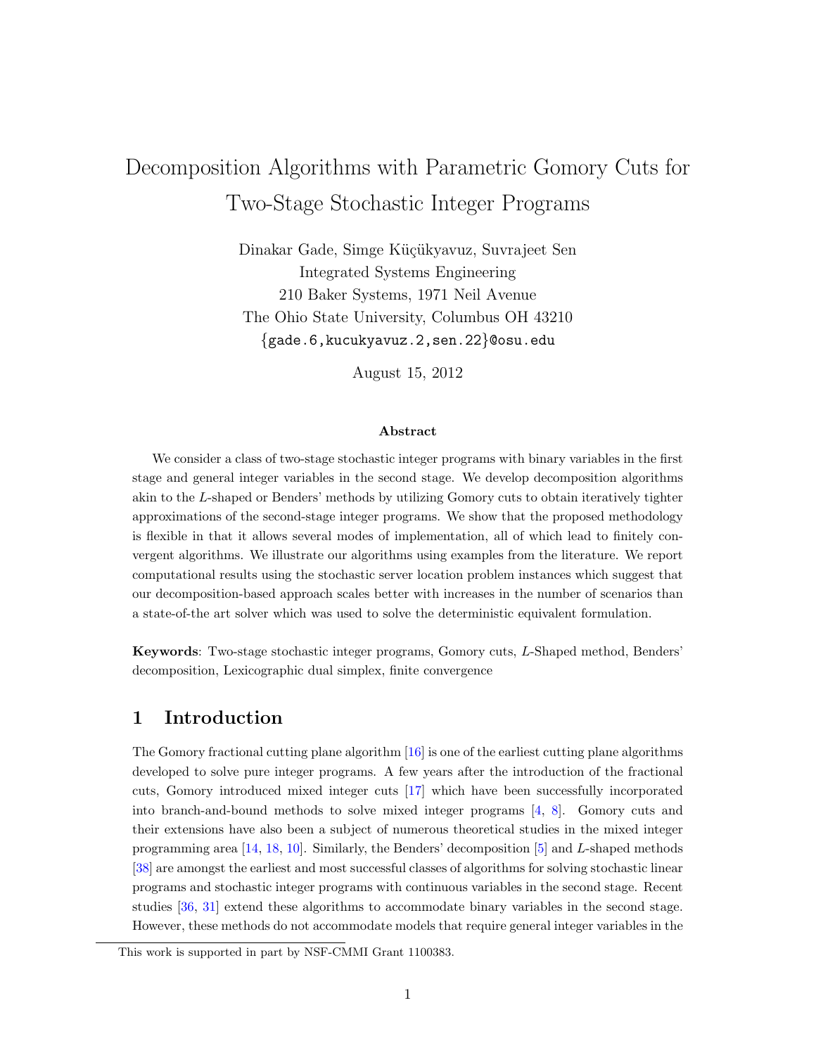# Decomposition Algorithms with Parametric Gomory Cuts for Two-Stage Stochastic Integer Programs

Dinakar Gade, Simge Küçükyavuz, Suvrajeet Sen
Integrated Systems Engineering
210 Baker Systems, 1971 Neil Avenue
The Ohio State University, Columbus OH 43210
{gade.6,kucukyavuz.2,sen.22}@osu.edu

August 15, 2012

### Abstract

We consider a class of two-stage stochastic integer programs with binary variables in the first stage and general integer variables in the second stage. We develop decomposition algorithms akin to the $L$-shaped or Benders' methods by utilizing Gomory cuts to obtain iteratively tighter approximations of the second-stage integer programs. We show that the proposed methodology is flexible in that it allows several modes of implementation, all of which lead to finitely convergent algorithms. We illustrate our algorithms using examples from the literature. We report computational results using the stochastic server location problem instances which suggest that our decomposition-based approach scales better with increases in the number of scenarios than a state-of-the art solver which was used to solve the deterministic equivalent formulation.

**Keywords**: Two-stage stochastic integer programs, Gomory cuts, $L$-Shaped method, Benders' decomposition, Lexicographic dual simplex, finite convergence

## 1 Introduction

The Gomory fractional cutting plane algorithm [16] is one of the earliest cutting plane algorithms developed to solve pure integer programs. A few years after the introduction of the fractional cuts, Gomory introduced mixed integer cuts [17] which have been successfully incorporated into branch-and-bound methods to solve mixed integer programs [4, 8]. Gomory cuts and their extensions have also been a subject of numerous theoretical studies in the mixed integer programming area [14, 18, 10]. Similarly, the Benders' decomposition [5] and $L$-shaped methods [38] are amongst the earliest and most successful classes of algorithms for solving stochastic linear programs and stochastic integer programs with continuous variables in the second stage. Recent studies [36, 31] extend these algorithms to accommodate binary variables in the second stage. However, these methods do not accommodate models that require general integer variables in the

This work is supported in part by NSF-CMMI Grant 1100383.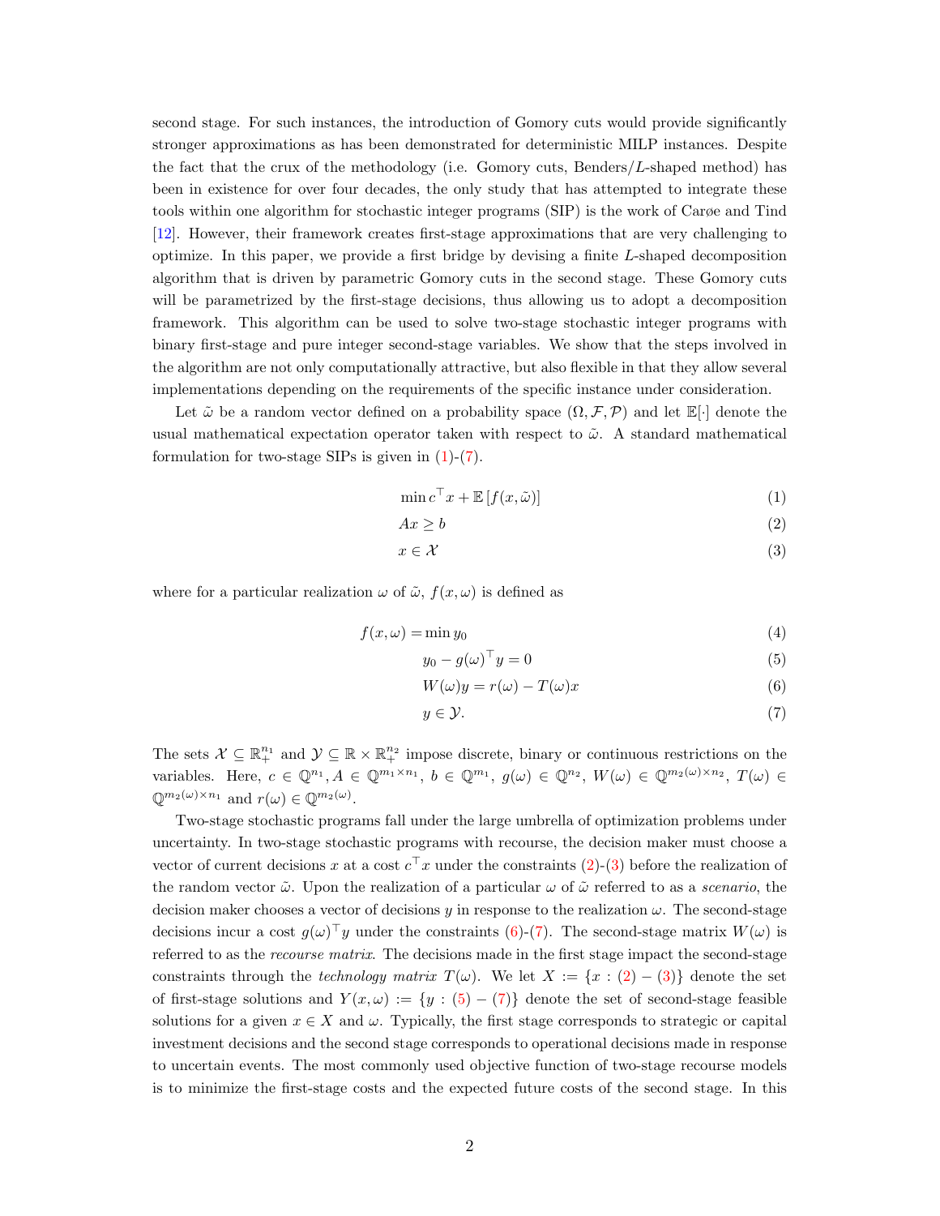second stage. For such instances, the introduction of Gomory cuts would provide significantly stronger approximations as has been demonstrated for deterministic MILP instances. Despite the fact that the crux of the methodology (i.e. Gomory cuts, Benders/$L$-shaped method) has been in existence for over four decades, the only study that has attempted to integrate these tools within one algorithm for stochastic integer programs (SIP) is the work of Carøe and Tind [12]. However, their framework creates first-stage approximations that are very challenging to optimize. In this paper, we provide a first bridge by devising a finite $L$-shaped decomposition algorithm that is driven by parametric Gomory cuts in the second stage. These Gomory cuts will be parametrized by the first-stage decisions, thus allowing us to adopt a decomposition framework. This algorithm can be used to solve two-stage stochastic integer programs with binary first-stage and pure integer second-stage variables. We show that the steps involved in the algorithm are not only computationally attractive, but also flexible in that they allow several implementations depending on the requirements of the specific instance under consideration.

Let $\tilde{\omega}$ be a random vector defined on a probability space $(\Omega, \mathcal{F}, \mathcal{P})$ and let $\mathbb{E}[\cdot]$ denote the usual mathematical expectation operator taken with respect to $\tilde{\omega}$. A standard mathematical formulation for two-stage SIPs is given in (1)-(7).

$$\min c^\top x + \mathbb{E}\left[f(x, \tilde{\omega})\right] \tag{1}$$

$$Ax \geq b \tag{2}$$

$$x \in \mathcal{X} \tag{3}$$

where for a particular realization $\omega$ of $\tilde{\omega}$, $f(x, \omega)$ is defined as

$$f(x, \omega) = \min y_0 \tag{4}$$

$$y_0 - g(\omega)^\top y = 0 \tag{5}$$

$$W(\omega) y = r(\omega) - T(\omega) x \tag{6}$$

$$y \in \mathcal{Y}. \tag{7}$$

The sets $\mathcal{X} \subseteq \mathbb{R}_+^{n_1}$ and $\mathcal{Y} \subseteq \mathbb{R} \times \mathbb{R}_+^{n_2}$ impose discrete, binary or continuous restrictions on the variables. Here, $c \in \mathbb{Q}^{n_1}, A \in \mathbb{Q}^{m_1 \times n_1}$, $b \in \mathbb{Q}^{m_1}$, $g(\omega) \in \mathbb{Q}^{n_2}$, $W(\omega) \in \mathbb{Q}^{m_2(\omega) \times n_2}$, $T(\omega) \in \mathbb{Q}^{m_2(\omega) \times n_1}$ and $r(\omega) \in \mathbb{Q}^{m_2(\omega)}$.

Two-stage stochastic programs fall under the large umbrella of optimization problems under uncertainty. In two-stage stochastic programs with recourse, the decision maker must choose a vector of current decisions $x$ at a cost $c^\top x$ under the constraints (2)-(3) before the realization of the random vector $\tilde{\omega}$. Upon the realization of a particular $\omega$ of $\tilde{\omega}$ referred to as a *scenario*, the decision maker chooses a vector of decisions $y$ in response to the realization $\omega$. The second-stage decisions incur a cost $g(\omega)^\top y$ under the constraints (6)-(7). The second-stage matrix $W(\omega)$ is referred to as the *recourse matrix*. The decisions made in the first stage impact the second-stage constraints through the *technology matrix* $T(\omega)$. We let $X := \{x : (2) - (3)\}$ denote the set of first-stage solutions and $Y(x, \omega) := \{y : (5) - (7)\}$ denote the set of second-stage feasible solutions for a given $x \in X$ and $\omega$. Typically, the first stage corresponds to strategic or capital investment decisions and the second stage corresponds to operational decisions made in response to uncertain events. The most commonly used objective function of two-stage recourse models is to minimize the first-stage costs and the expected future costs of the second stage. In this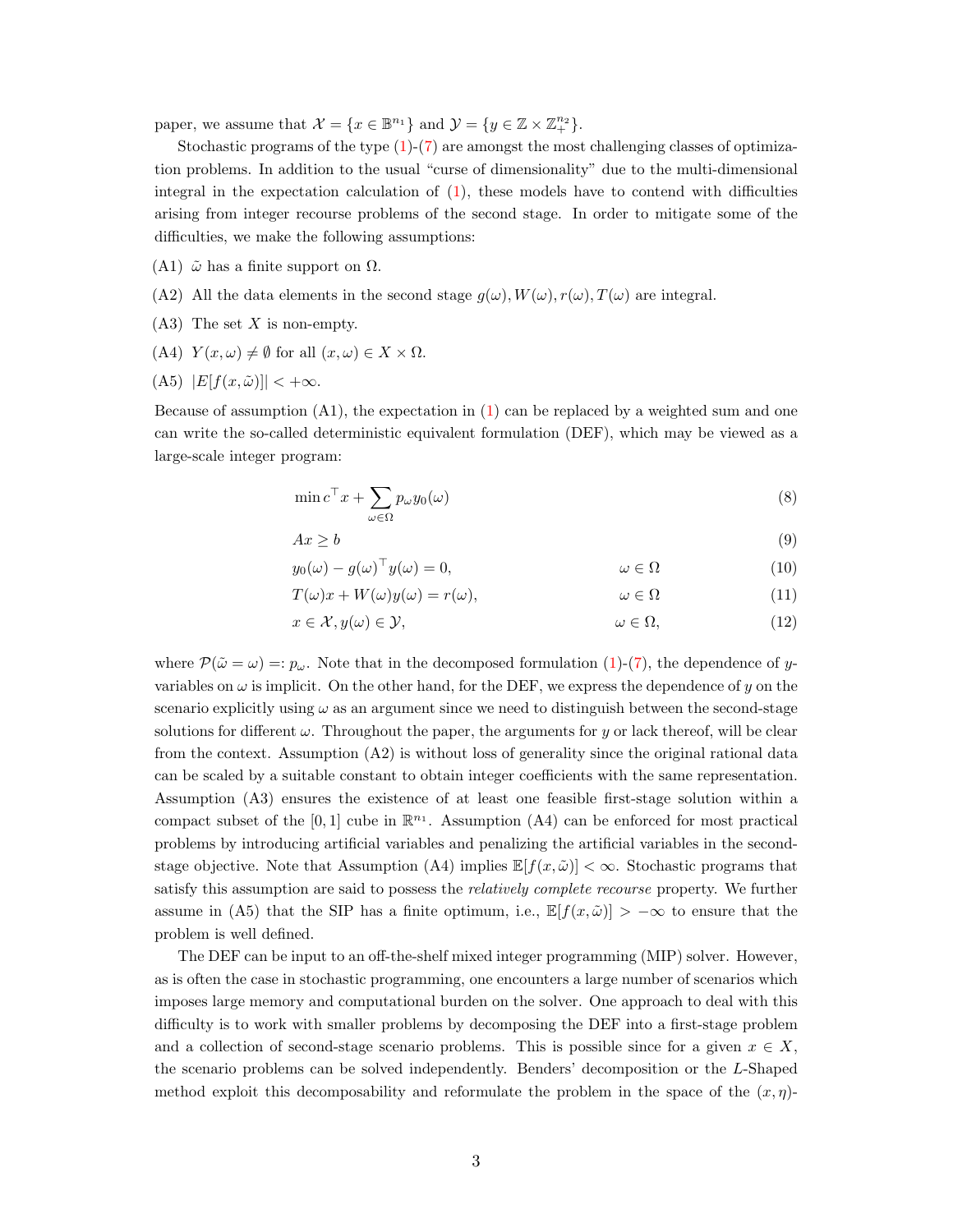paper, we assume that $\mathcal{X} = \{x \in \mathbb{B}^{n_1}\}$ and $\mathcal{Y} = \{y \in \mathbb{Z} \times \mathbb{Z}_+^{n_2}\}$.

Stochastic programs of the type (1)-(7) are amongst the most challenging classes of optimization problems. In addition to the usual "curse of dimensionality" due to the multi-dimensional integral in the expectation calculation of (1), these models have to contend with difficulties arising from integer recourse problems of the second stage. In order to mitigate some of the difficulties, we make the following assumptions:

(A1) $\tilde{\omega}$ has a finite support on $\Omega$.

(A2) All the data elements in the second stage $g(\omega), W(\omega), r(\omega), T(\omega)$ are integral.

(A3) The set $X$ is non-empty.

(A4) $Y(x, \omega) \neq \emptyset$ for all $(x, \omega) \in X \times \Omega$.

(A5) $|E[f(x, \tilde{\omega})]| < +\infty$.

Because of assumption (A1), the expectation in (1) can be replaced by a weighted sum and one can write the so-called deterministic equivalent formulation (DEF), which may be viewed as a large-scale integer program:

$$\min c^\top x + \sum_{\omega \in \Omega} p_\omega y_0(\omega) \tag{8}$$

$$Ax \geq b \tag{9}$$

$$y_0(\omega) - g(\omega)^\top y(\omega) = 0, \qquad \omega \in \Omega \tag{10}$$

$$T(\omega)x + W(\omega)y(\omega) = r(\omega), \qquad \omega \in \Omega \tag{11}$$

$$x \in \mathcal{X}, y(\omega) \in \mathcal{Y}, \qquad \omega \in \Omega, \tag{12}$$

where $\mathcal{P}(\tilde{\omega} = \omega) =: p_\omega$. Note that in the decomposed formulation (1)-(7), the dependence of $y$-variables on $\omega$ is implicit. On the other hand, for the DEF, we express the dependence of $y$ on the scenario explicitly using $\omega$ as an argument since we need to distinguish between the second-stage solutions for different $\omega$. Throughout the paper, the arguments for $y$ or lack thereof, will be clear from the context. Assumption (A2) is without loss of generality since the original rational data can be scaled by a suitable constant to obtain integer coefficients with the same representation. Assumption (A3) ensures the existence of at least one feasible first-stage solution within a compact subset of the $[0, 1]$ cube in $\mathbb{R}^{n_1}$. Assumption (A4) can be enforced for most practical problems by introducing artificial variables and penalizing the artificial variables in the second-stage objective. Note that Assumption (A4) implies $\mathbb{E}[f(x, \tilde{\omega})] < \infty$. Stochastic programs that satisfy this assumption are said to possess the *relatively complete recourse* property. We further assume in (A5) that the SIP has a finite optimum, i.e., $\mathbb{E}[f(x, \tilde{\omega})] > -\infty$ to ensure that the problem is well defined.

The DEF can be input to an off-the-shelf mixed integer programming (MIP) solver. However, as is often the case in stochastic programming, one encounters a large number of scenarios which imposes large memory and computational burden on the solver. One approach to deal with this difficulty is to work with smaller problems by decomposing the DEF into a first-stage problem and a collection of second-stage scenario problems. This is possible since for a given $x \in X$, the scenario problems can be solved independently. Benders' decomposition or the $L$-Shaped method exploit this decomposability and reformulate the problem in the space of the $(x, \eta)$-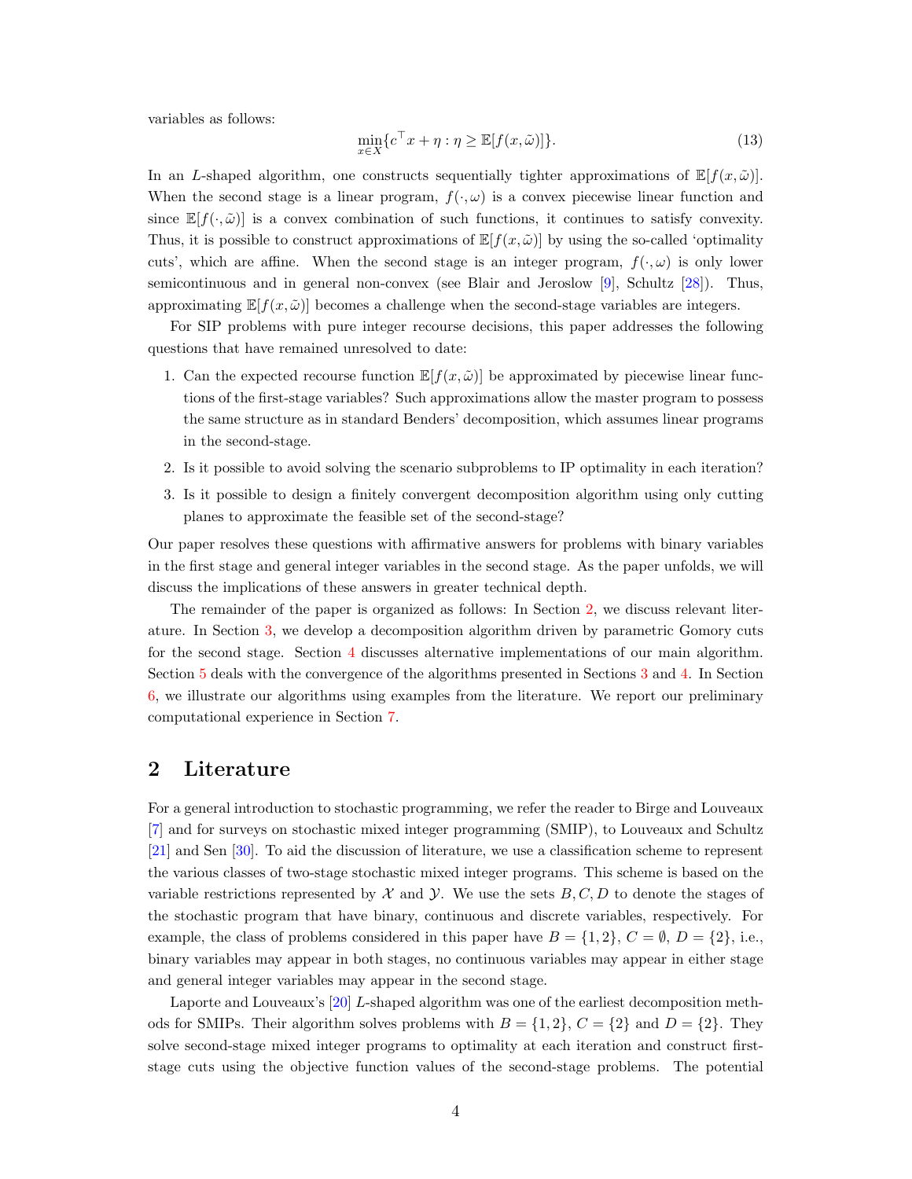variables as follows:

$$\min_{x \in X}\{c^\top x + \eta : \eta \geq \mathbb{E}[f(x, \tilde{\omega})]\}. \tag{13}$$

In an $L$-shaped algorithm, one constructs sequentially tighter approximations of $\mathbb{E}[f(x, \tilde{\omega})]$. When the second stage is a linear program, $f(\cdot, \omega)$ is a convex piecewise linear function and since $\mathbb{E}[f(\cdot, \tilde{\omega})]$ is a convex combination of such functions, it continues to satisfy convexity. Thus, it is possible to construct approximations of $\mathbb{E}[f(x, \tilde{\omega})]$ by using the so-called 'optimality cuts', which are affine. When the second stage is an integer program, $f(\cdot, \omega)$ is only lower semicontinuous and in general non-convex (see Blair and Jeroslow [9], Schultz [28]). Thus, approximating $\mathbb{E}[f(x, \tilde{\omega})]$ becomes a challenge when the second-stage variables are integers.

For SIP problems with pure integer recourse decisions, this paper addresses the following questions that have remained unresolved to date:

1. Can the expected recourse function $\mathbb{E}[f(x, \tilde{\omega})]$ be approximated by piecewise linear functions of the first-stage variables? Such approximations allow the master program to possess the same structure as in standard Benders' decomposition, which assumes linear programs in the second-stage.
2. Is it possible to avoid solving the scenario subproblems to IP optimality in each iteration?
3. Is it possible to design a finitely convergent decomposition algorithm using only cutting planes to approximate the feasible set of the second-stage?

Our paper resolves these questions with affirmative answers for problems with binary variables in the first stage and general integer variables in the second stage. As the paper unfolds, we will discuss the implications of these answers in greater technical depth.

The remainder of the paper is organized as follows: In Section 2, we discuss relevant literature. In Section 3, we develop a decomposition algorithm driven by parametric Gomory cuts for the second stage. Section 4 discusses alternative implementations of our main algorithm. Section 5 deals with the convergence of the algorithms presented in Sections 3 and 4. In Section 6, we illustrate our algorithms using examples from the literature. We report our preliminary computational experience in Section 7.

## 2 Literature

For a general introduction to stochastic programming, we refer the reader to Birge and Louveaux [7] and for surveys on stochastic mixed integer programming (SMIP), to Louveaux and Schultz [21] and Sen [30]. To aid the discussion of literature, we use a classification scheme to represent the various classes of two-stage stochastic mixed integer programs. This scheme is based on the variable restrictions represented by $\mathcal{X}$ and $\mathcal{Y}$. We use the sets $B, C, D$ to denote the stages of the stochastic program that have binary, continuous and discrete variables, respectively. For example, the class of problems considered in this paper have $B = \{1, 2\}$, $C = \emptyset$, $D = \{2\}$, i.e., binary variables may appear in both stages, no continuous variables may appear in either stage and general integer variables may appear in the second stage.

Laporte and Louveaux's [20] $L$-shaped algorithm was one of the earliest decomposition methods for SMIPs. Their algorithm solves problems with $B = \{1, 2\}$, $C = \{2\}$ and $D = \{2\}$. They solve second-stage mixed integer programs to optimality at each iteration and construct first-stage cuts using the objective function values of the second-stage problems. The potential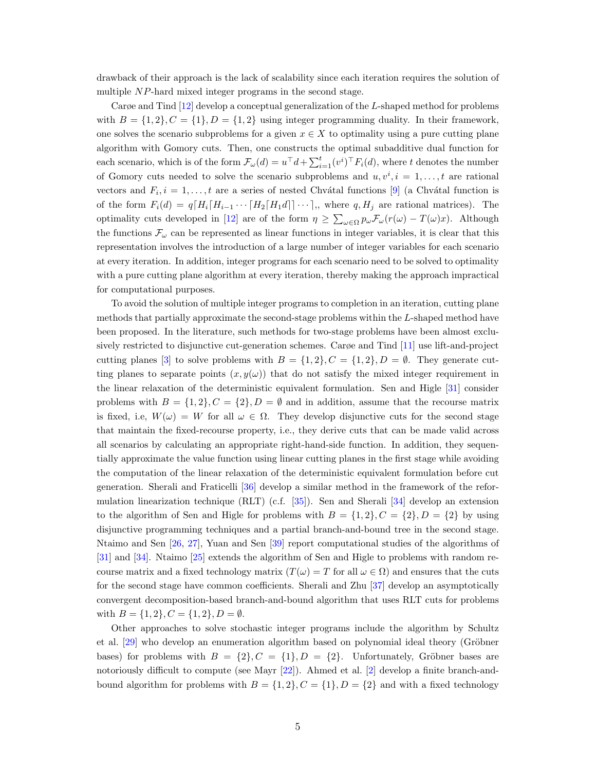drawback of their approach is the lack of scalability since each iteration requires the solution of multiple $NP$-hard mixed integer programs in the second stage.

Carøe and Tind [12] develop a conceptual generalization of the $L$-shaped method for problems with $B = \{1, 2\}, C = \{1\}, D = \{1, 2\}$ using integer programming duality. In their framework, one solves the scenario subproblems for a given $x \in X$ to optimality using a pure cutting plane algorithm with Gomory cuts. Then, one constructs the optimal subadditive dual function for each scenario, which is of the form $\mathcal{F}_\omega(d) = u^\top d + \sum_{i=1}^{t} (v^i)^\top F_i(d)$, where $t$ denotes the number of Gomory cuts needed to solve the scenario subproblems and $u, v^i, i = 1, \ldots, t$ are rational vectors and $F_i, i = 1, \ldots, t$ are a series of nested Chvátal functions [9] (a Chvátal function is of the form $F_i(d) = q\lceil H_i \lceil H_{i-1} \cdots \lceil H_2 \lceil H_1 d \rceil \rceil \cdots \rceil$,, where $q, H_j$ are rational matrices). The optimality cuts developed in [12] are of the form $\eta \geq \sum_{\omega \in \Omega} p_\omega \mathcal{F}_\omega(r(\omega) - T(\omega)x)$. Although the functions $\mathcal{F}_\omega$ can be represented as linear functions in integer variables, it is clear that this representation involves the introduction of a large number of integer variables for each scenario at every iteration. In addition, integer programs for each scenario need to be solved to optimality with a pure cutting plane algorithm at every iteration, thereby making the approach impractical for computational purposes.

To avoid the solution of multiple integer programs to completion in an iteration, cutting plane methods that partially approximate the second-stage problems within the $L$-shaped method have been proposed. In the literature, such methods for two-stage problems have been almost exclusively restricted to disjunctive cut-generation schemes. Carøe and Tind [11] use lift-and-project cutting planes [3] to solve problems with $B = \{1, 2\}, C = \{1, 2\}, D = \emptyset$. They generate cutting planes to separate points $(x, y(\omega))$ that do not satisfy the mixed integer requirement in the linear relaxation of the deterministic equivalent formulation. Sen and Higle [31] consider problems with $B = \{1, 2\}, C = \{2\}, D = \emptyset$ and in addition, assume that the recourse matrix is fixed, i.e, $W(\omega) = W$ for all $\omega \in \Omega$. They develop disjunctive cuts for the second stage that maintain the fixed-recourse property, i.e., they derive cuts that can be made valid across all scenarios by calculating an appropriate right-hand-side function. In addition, they sequentially approximate the value function using linear cutting planes in the first stage while avoiding the computation of the linear relaxation of the deterministic equivalent formulation before cut generation. Sherali and Fraticelli [36] develop a similar method in the framework of the reformulation linearization technique (RLT) (c.f. [35]). Sen and Sherali [34] develop an extension to the algorithm of Sen and Higle for problems with $B = \{1, 2\}, C = \{2\}, D = \{2\}$ by using disjunctive programming techniques and a partial branch-and-bound tree in the second stage. Ntaimo and Sen [26, 27], Yuan and Sen [39] report computational studies of the algorithms of [31] and [34]. Ntaimo [25] extends the algorithm of Sen and Higle to problems with random recourse matrix and a fixed technology matrix ($T(\omega) = T$ for all $\omega \in \Omega$) and ensures that the cuts for the second stage have common coefficients. Sherali and Zhu [37] develop an asymptotically convergent decomposition-based branch-and-bound algorithm that uses RLT cuts for problems with $B = \{1, 2\}, C = \{1, 2\}, D = \emptyset$.

Other approaches to solve stochastic integer programs include the algorithm by Schultz et al. [29] who develop an enumeration algorithm based on polynomial ideal theory (Gröbner bases) for problems with $B = \{2\}, C = \{1\}, D = \{2\}$. Unfortunately, Gröbner bases are notoriously difficult to compute (see Mayr [22]). Ahmed et al. [2] develop a finite branch-and-bound algorithm for problems with $B = \{1, 2\}, C = \{1\}, D = \{2\}$ and with a fixed technology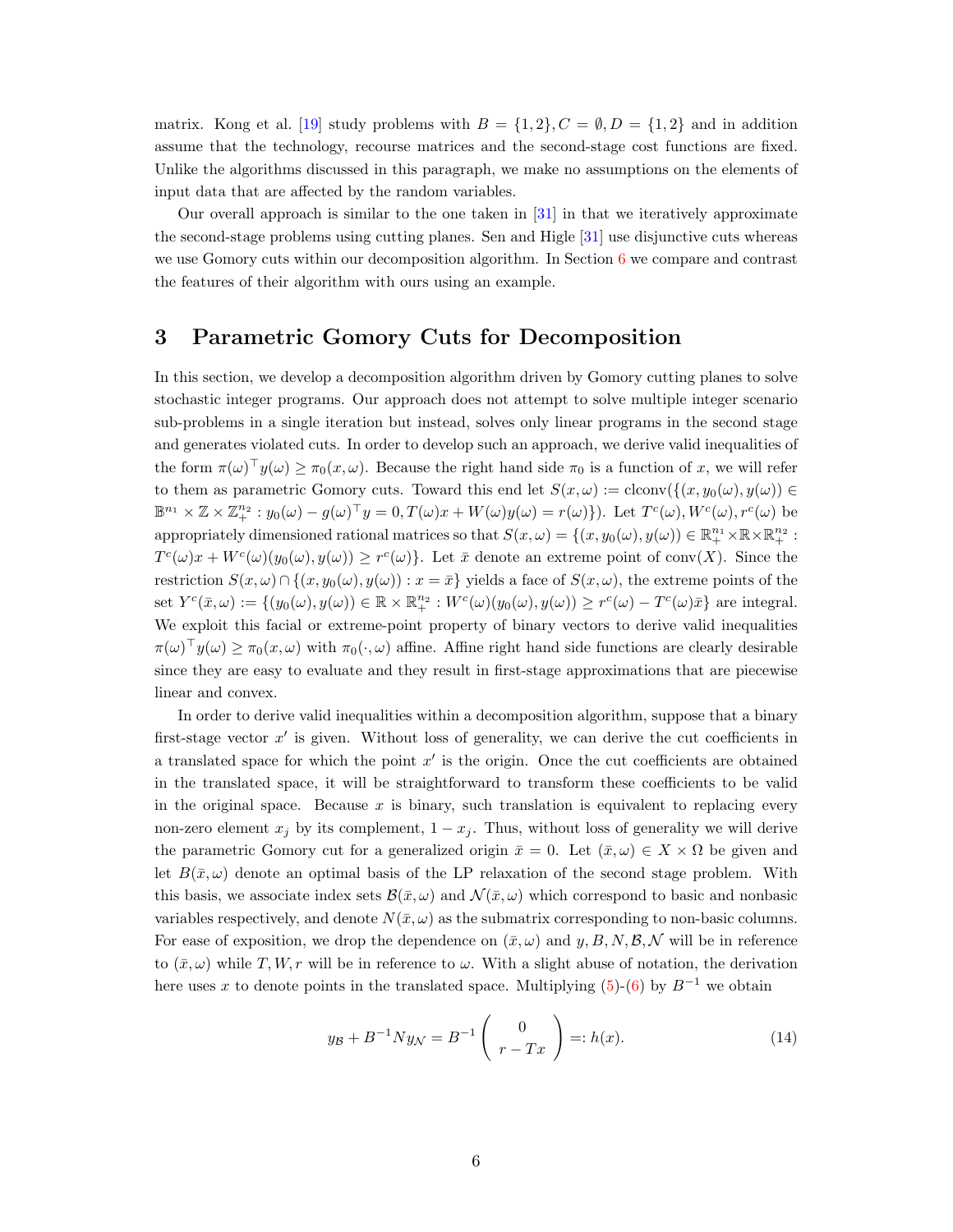matrix. Kong et al. [19] study problems with $B = \{1, 2\}, C = \emptyset, D = \{1, 2\}$ and in addition assume that the technology, recourse matrices and the second-stage cost functions are fixed. Unlike the algorithms discussed in this paragraph, we make no assumptions on the elements of input data that are affected by the random variables.

Our overall approach is similar to the one taken in [31] in that we iteratively approximate the second-stage problems using cutting planes. Sen and Higle [31] use disjunctive cuts whereas we use Gomory cuts within our decomposition algorithm. In Section 6 we compare and contrast the features of their algorithm with ours using an example.

## 3 Parametric Gomory Cuts for Decomposition

In this section, we develop a decomposition algorithm driven by Gomory cutting planes to solve stochastic integer programs. Our approach does not attempt to solve multiple integer scenario sub-problems in a single iteration but instead, solves only linear programs in the second stage and generates violated cuts. In order to develop such an approach, we derive valid inequalities of the form $\pi(\omega)^\top y(\omega) \geq \pi_0(x, \omega)$. Because the right hand side $\pi_0$ is a function of $x$, we will refer to them as parametric Gomory cuts. Toward this end let $S(x, \omega) := \text{clconv}(\{(x, y_0(\omega), y(\omega)) \in \mathbb{B}^{n_1} \times \mathbb{Z} \times \mathbb{Z}_+^{n_2} : y_0(\omega) - g(\omega)^\top y = 0, T(\omega)x + W(\omega)y(\omega) = r(\omega)\})$. Let $T^c(\omega), W^c(\omega), r^c(\omega)$ be appropriately dimensioned rational matrices so that $S(x, \omega) = \{(x, y_0(\omega), y(\omega)) \in \mathbb{R}_+^{n_1} \times \mathbb{R} \times \mathbb{R}_+^{n_2} : T^c(\omega)x + W^c(\omega)(y_0(\omega), y(\omega)) \geq r^c(\omega)\}$. Let $\bar{x}$ denote an extreme point of $\text{conv}(X)$. Since the restriction $S(x, \omega) \cap \{(x, y_0(\omega), y(\omega)) : x = \bar{x}\}$ yields a face of $S(x, \omega)$, the extreme points of the set $Y^c(\bar{x}, \omega) := \{(y_0(\omega), y(\omega)) \in \mathbb{R} \times \mathbb{R}_+^{n_2} : W^c(\omega)(y_0(\omega), y(\omega)) \geq r^c(\omega) - T^c(\omega)\bar{x}\}$ are integral. We exploit this facial or extreme-point property of binary vectors to derive valid inequalities $\pi(\omega)^\top y(\omega) \geq \pi_0(x, \omega)$ with $\pi_0(\cdot, \omega)$ affine. Affine right hand side functions are clearly desirable since they are easy to evaluate and they result in first-stage approximations that are piecewise linear and convex.

In order to derive valid inequalities within a decomposition algorithm, suppose that a binary first-stage vector $x'$ is given. Without loss of generality, we can derive the cut coefficients in a translated space for which the point $x'$ is the origin. Once the cut coefficients are obtained in the translated space, it will be straightforward to transform these coefficients to be valid in the original space. Because $x$ is binary, such translation is equivalent to replacing every non-zero element $x_j$ by its complement, $1 - x_j$. Thus, without loss of generality we will derive the parametric Gomory cut for a generalized origin $\bar{x} = 0$. Let $(\bar{x}, \omega) \in X \times \Omega$ be given and let $B(\bar{x}, \omega)$ denote an optimal basis of the LP relaxation of the second stage problem. With this basis, we associate index sets $\mathcal{B}(\bar{x}, \omega)$ and $\mathcal{N}(\bar{x}, \omega)$ which correspond to basic and nonbasic variables respectively, and denote $N(\bar{x}, \omega)$ as the submatrix corresponding to non-basic columns. For ease of exposition, we drop the dependence on $(\bar{x}, \omega)$ and $y, B, N, \mathcal{B}, \mathcal{N}$ will be in reference to $(\bar{x}, \omega)$ while $T, W, r$ will be in reference to $\omega$. With a slight abuse of notation, the derivation here uses $x$ to denote points in the translated space. Multiplying (5)-(6) by $B^{-1}$ we obtain

$$y_{\mathcal{B}} + B^{-1}Ny_{\mathcal{N}} = B^{-1}\begin{pmatrix} 0 \\ r - Tx \end{pmatrix} =: h(x). \tag{14}$$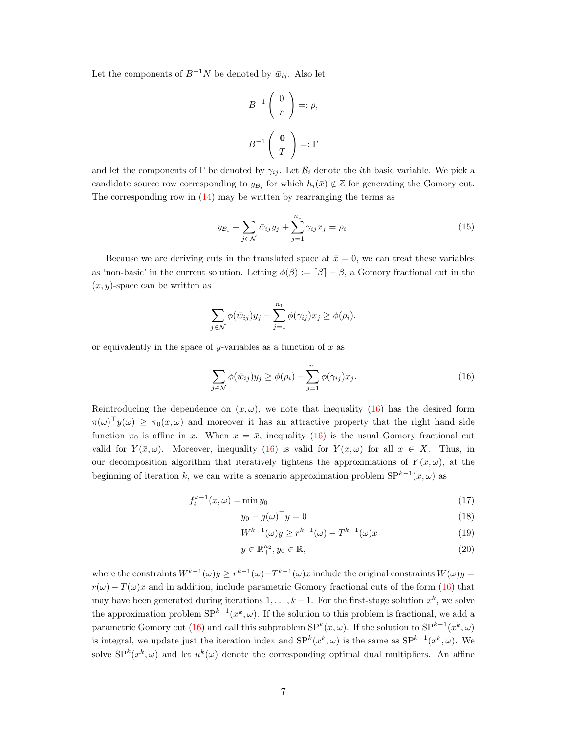Let the components of $B^{-1}N$ be denoted by $\bar{w}_{ij}$. Also let

$$B^{-1}\begin{pmatrix} 0 \\ r \end{pmatrix} =: \rho,$$

$$B^{-1}\begin{pmatrix} \mathbf{0} \\ T \end{pmatrix} =: \Gamma$$

and let the components of $\Gamma$ be denoted by $\gamma_{ij}$. Let $\mathcal{B}_i$ denote the $i$th basic variable. We pick a candidate source row corresponding to $y_{\mathcal{B}_i}$ for which $h_i(\bar{x}) \notin \mathbb{Z}$ for generating the Gomory cut. The corresponding row in (14) may be written by rearranging the terms as

$$y_{\mathcal{B}_i} + \sum_{j \in \mathcal{N}} \bar{w}_{ij} y_j + \sum_{j=1}^{n_1} \gamma_{ij} x_j = \rho_i. \tag{15}$$

Because we are deriving cuts in the translated space at $\bar{x} = 0$, we can treat these variables as 'non-basic' in the current solution. Letting $\phi(\beta) := \lceil \beta \rceil - \beta$, a Gomory fractional cut in the $(x, y)$-space can be written as

$$\sum_{j \in \mathcal{N}} \phi(\bar{w}_{ij}) y_j + \sum_{j=1}^{n_1} \phi(\gamma_{ij}) x_j \geq \phi(\rho_i).$$

or equivalently in the space of $y$-variables as a function of $x$ as

$$\sum_{j \in \mathcal{N}} \phi(\bar{w}_{ij}) y_j \geq \phi(\rho_i) - \sum_{j=1}^{n_1} \phi(\gamma_{ij}) x_j. \tag{16}$$

Reintroducing the dependence on $(x, \omega)$, we note that inequality (16) has the desired form $\pi(\omega)^\top y(\omega) \geq \pi_0(x, \omega)$ and moreover it has an attractive property that the right hand side function $\pi_0$ is affine in $x$. When $x = \bar{x}$, inequality (16) is the usual Gomory fractional cut valid for $Y(\bar{x}, \omega)$. Moreover, inequality (16) is valid for $Y(x, \omega)$ for all $x \in X$. Thus, in our decomposition algorithm that iteratively tightens the approximations of $Y(x, \omega)$, at the beginning of iteration $k$, we can write a scenario approximation problem $\mathrm{SP}^{k-1}(x, \omega)$ as

$$f_\ell^{k-1}(x, \omega) = \min y_0 \tag{17}$$

$$y_0 - g(\omega)^\top y = 0 \tag{18}$$

$$W^{k-1}(\omega) y \geq r^{k-1}(\omega) - T^{k-1}(\omega) x \tag{19}$$

$$y \in \mathbb{R}_+^{n_2}, y_0 \in \mathbb{R}, \tag{20}$$

where the constraints $W^{k-1}(\omega) y \geq r^{k-1}(\omega) - T^{k-1}(\omega) x$ include the original constraints $W(\omega) y = r(\omega) - T(\omega) x$ and in addition, include parametric Gomory fractional cuts of the form (16) that may have been generated during iterations $1, \ldots, k-1$. For the first-stage solution $x^k$, we solve the approximation problem $\mathrm{SP}^{k-1}(x^k, \omega)$. If the solution to this problem is fractional, we add a parametric Gomory cut (16) and call this subproblem $\mathrm{SP}^k(x, \omega)$. If the solution to $\mathrm{SP}^{k-1}(x^k, \omega)$ is integral, we update just the iteration index and $\mathrm{SP}^k(x^k, \omega)$ is the same as $\mathrm{SP}^{k-1}(x^k, \omega)$. We solve $\mathrm{SP}^k(x^k, \omega)$ and let $u^k(\omega)$ denote the corresponding optimal dual multipliers. An affine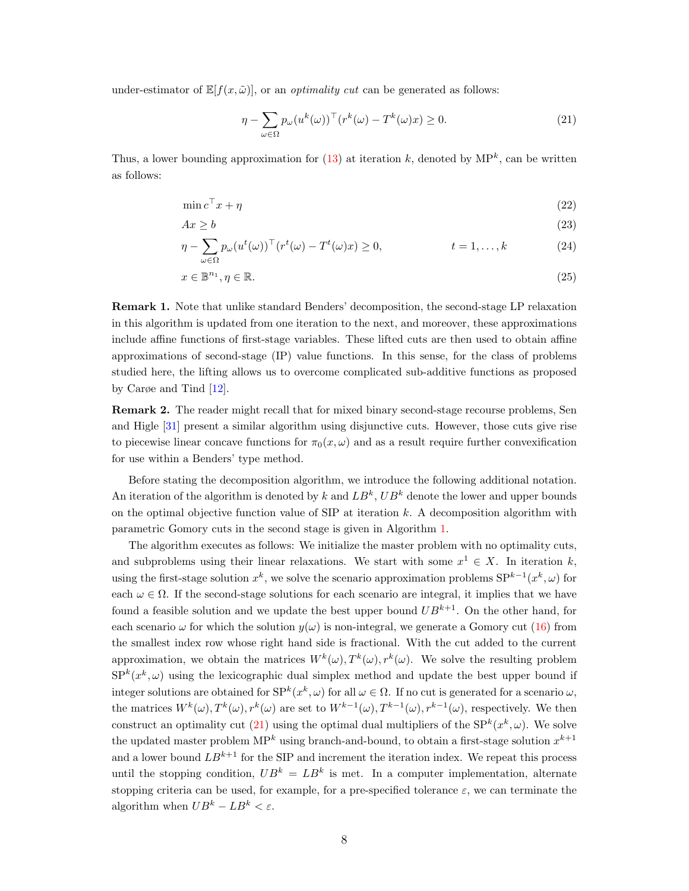under-estimator of $\mathbb{E}[f(x, \tilde{\omega})]$, or an *optimality cut* can be generated as follows:

$$\eta - \sum_{\omega \in \Omega} p_\omega (u^k(\omega))^\top (r^k(\omega) - T^k(\omega)x) \geq 0. \tag{21}$$

Thus, a lower bounding approximation for (13) at iteration $k$, denoted by $\text{MP}^k$, can be written as follows:

$$\min c^\top x + \eta \tag{22}$$

$$Ax \geq b \tag{23}$$

$$\eta - \sum_{\omega \in \Omega} p_\omega (u^t(\omega))^\top (r^t(\omega) - T^t(\omega)x) \geq 0, \qquad t = 1, \dots, k \tag{24}$$

$$x \in \mathbb{B}^{n_1}, \eta \in \mathbb{R}. \tag{25}$$

**Remark 1.** Note that unlike standard Benders' decomposition, the second-stage LP relaxation in this algorithm is updated from one iteration to the next, and moreover, these approximations include affine functions of first-stage variables. These lifted cuts are then used to obtain affine approximations of second-stage (IP) value functions. In this sense, for the class of problems studied here, the lifting allows us to overcome complicated sub-additive functions as proposed by Carøe and Tind [12].

**Remark 2.** The reader might recall that for mixed binary second-stage recourse problems, Sen and Higle [31] present a similar algorithm using disjunctive cuts. However, those cuts give rise to piecewise linear concave functions for $\pi_0(x, \omega)$ and as a result require further convexification for use within a Benders' type method.

Before stating the decomposition algorithm, we introduce the following additional notation. An iteration of the algorithm is denoted by $k$ and $LB^k$, $UB^k$ denote the lower and upper bounds on the optimal objective function value of SIP at iteration $k$. A decomposition algorithm with parametric Gomory cuts in the second stage is given in Algorithm 1.

The algorithm executes as follows: We initialize the master problem with no optimality cuts, and subproblems using their linear relaxations. We start with some $x^1 \in X$. In iteration $k$, using the first-stage solution $x^k$, we solve the scenario approximation problems $\text{SP}^{k-1}(x^k, \omega)$ for each $\omega \in \Omega$. If the second-stage solutions for each scenario are integral, it implies that we have found a feasible solution and we update the best upper bound $UB^{k+1}$. On the other hand, for each scenario $\omega$ for which the solution $y(\omega)$ is non-integral, we generate a Gomory cut (16) from the smallest index row whose right hand side is fractional. With the cut added to the current approximation, we obtain the matrices $W^k(\omega), T^k(\omega), r^k(\omega)$. We solve the resulting problem $\text{SP}^k(x^k, \omega)$ using the lexicographic dual simplex method and update the best upper bound if integer solutions are obtained for $\text{SP}^k(x^k, \omega)$ for all $\omega \in \Omega$. If no cut is generated for a scenario $\omega$, the matrices $W^k(\omega), T^k(\omega), r^k(\omega)$ are set to $W^{k-1}(\omega), T^{k-1}(\omega), r^{k-1}(\omega)$, respectively. We then construct an optimality cut (21) using the optimal dual multipliers of the $\text{SP}^k(x^k, \omega)$. We solve the updated master problem $\text{MP}^k$ using branch-and-bound, to obtain a first-stage solution $x^{k+1}$ and a lower bound $LB^{k+1}$ for the SIP and increment the iteration index. We repeat this process until the stopping condition, $UB^k = LB^k$ is met. In a computer implementation, alternate stopping criteria can be used, for example, for a pre-specified tolerance $\varepsilon$, we can terminate the algorithm when $UB^k - LB^k < \varepsilon$.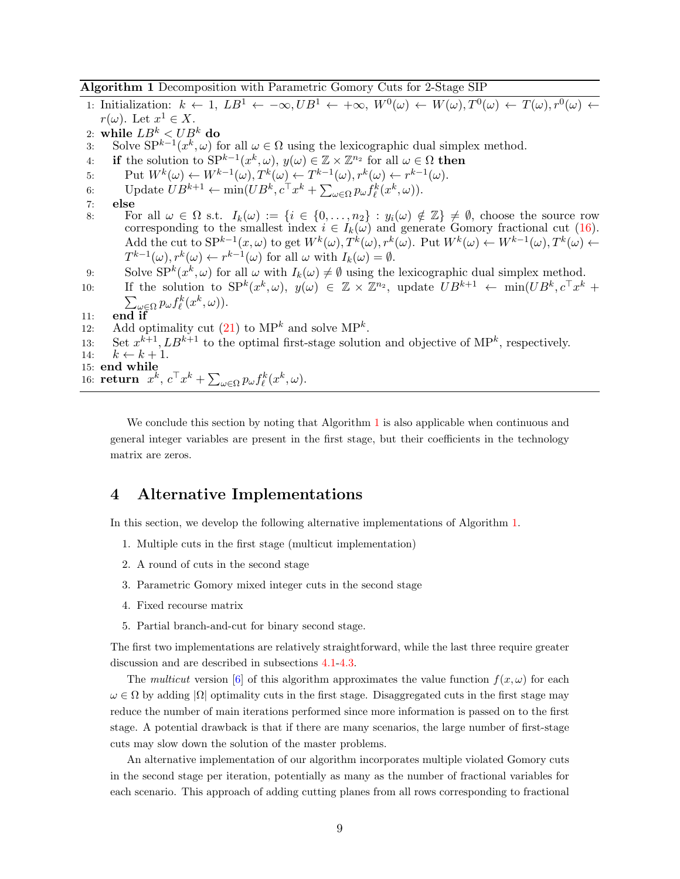**Algorithm 1** Decomposition with Parametric Gomory Cuts for 2-Stage SIP

1: Initialization: $k \leftarrow 1$, $LB^1 \leftarrow -\infty, UB^1 \leftarrow +\infty$, $W^0(\omega) \leftarrow W(\omega), T^0(\omega) \leftarrow T(\omega), r^0(\omega) \leftarrow r(\omega)$. Let $x^1 \in X$.
2: **while** $LB^k < UB^k$ **do**
3: Solve $\text{SP}^{k-1}(x^k, \omega)$ for all $\omega \in \Omega$ using the lexicographic dual simplex method.
4: **if** the solution to $\text{SP}^{k-1}(x^k, \omega)$, $y(\omega) \in \mathbb{Z} \times \mathbb{Z}^{n_2}$ for all $\omega \in \Omega$ **then**
5: Put $W^k(\omega) \leftarrow W^{k-1}(\omega), T^k(\omega) \leftarrow T^{k-1}(\omega), r^k(\omega) \leftarrow r^{k-1}(\omega)$.
6: Update $UB^{k+1} \leftarrow \min(UB^k, c^\top x^k + \sum_{\omega \in \Omega} p_\omega f^k_\ell(x^k, \omega))$.
7: **else**
8: For all $\omega \in \Omega$ s.t. $I_k(\omega) := \{i \in \{0, \dots, n_2\} : y_i(\omega) \notin \mathbb{Z}\} \neq \emptyset$, choose the source row corresponding to the smallest index $i \in I_k(\omega)$ and generate Gomory fractional cut (16). Add the cut to $\text{SP}^{k-1}(x, \omega)$ to get $W^k(\omega), T^k(\omega), r^k(\omega)$. Put $W^k(\omega) \leftarrow W^{k-1}(\omega), T^k(\omega) \leftarrow T^{k-1}(\omega), r^k(\omega) \leftarrow r^{k-1}(\omega)$ for all $\omega$ with $I_k(\omega) = \emptyset$.
9: Solve $\text{SP}^k(x^k, \omega)$ for all $\omega$ with $I_k(\omega) \neq \emptyset$ using the lexicographic dual simplex method.
10: If the solution to $\text{SP}^k(x^k, \omega)$, $y(\omega) \in \mathbb{Z} \times \mathbb{Z}^{n_2}$, update $UB^{k+1} \leftarrow \min(UB^k, c^\top x^k + \sum_{\omega \in \Omega} p_\omega f^k_\ell(x^k, \omega))$.
11: **end if**
12: Add optimality cut (21) to $\text{MP}^k$ and solve $\text{MP}^k$.
13: Set $x^{k+1}, LB^{k+1}$ to the optimal first-stage solution and objective of $\text{MP}^k$, respectively.
14: $k \leftarrow k + 1$.
15: **end while**
16: **return** $x^k$, $c^\top x^k + \sum_{\omega \in \Omega} p_\omega f^k_\ell(x^k, \omega)$.

We conclude this section by noting that Algorithm 1 is also applicable when continuous and general integer variables are present in the first stage, but their coefficients in the technology matrix are zeros.

## 4 Alternative Implementations

In this section, we develop the following alternative implementations of Algorithm 1.

1. Multiple cuts in the first stage (multicut implementation)
2. A round of cuts in the second stage
3. Parametric Gomory mixed integer cuts in the second stage
4. Fixed recourse matrix
5. Partial branch-and-cut for binary second stage.

The first two implementations are relatively straightforward, while the last three require greater discussion and are described in subsections 4.1-4.3.

The *multicut* version [6] of this algorithm approximates the value function $f(x, \omega)$ for each $\omega \in \Omega$ by adding $|\Omega|$ optimality cuts in the first stage. Disaggregated cuts in the first stage may reduce the number of main iterations performed since more information is passed on to the first stage. A potential drawback is that if there are many scenarios, the large number of first-stage cuts may slow down the solution of the master problems.

An alternative implementation of our algorithm incorporates multiple violated Gomory cuts in the second stage per iteration, potentially as many as the number of fractional variables for each scenario. This approach of adding cutting planes from all rows corresponding to fractional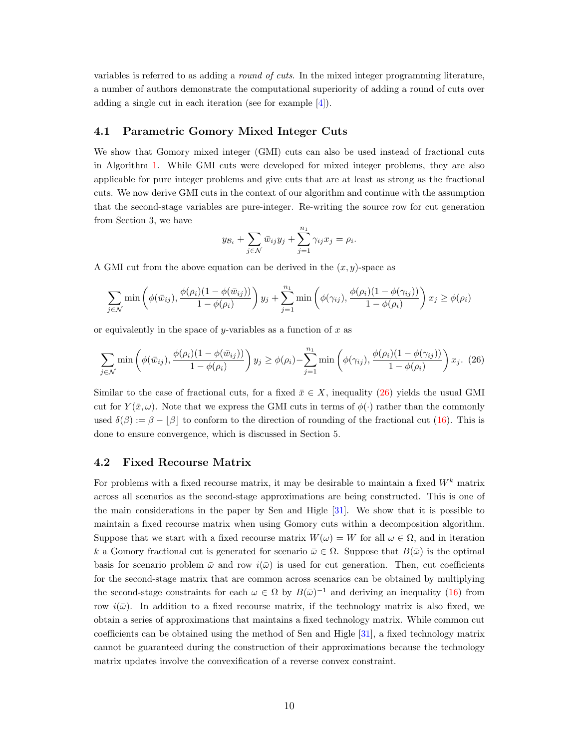variables is referred to as adding a *round of cuts*. In the mixed integer programming literature, a number of authors demonstrate the computational superiority of adding a round of cuts over adding a single cut in each iteration (see for example [4]).

## 4.1 Parametric Gomory Mixed Integer Cuts

We show that Gomory mixed integer (GMI) cuts can also be used instead of fractional cuts in Algorithm 1. While GMI cuts were developed for mixed integer problems, they are also applicable for pure integer problems and give cuts that are at least as strong as the fractional cuts. We now derive GMI cuts in the context of our algorithm and continue with the assumption that the second-stage variables are pure-integer. Re-writing the source row for cut generation from Section 3, we have

$$y_{\mathcal{B}_i} + \sum_{j \in \mathcal{N}} \bar{w}_{ij} y_j + \sum_{j=1}^{n_1} \gamma_{ij} x_j = \rho_i.$$

A GMI cut from the above equation can be derived in the $(x, y)$-space as

$$\sum_{j \in \mathcal{N}} \min\left(\phi(\bar{w}_{ij}), \frac{\phi(\rho_i)(1-\phi(\bar{w}_{ij}))}{1-\phi(\rho_i)}\right) y_j + \sum_{j=1}^{n_1} \min\left(\phi(\gamma_{ij}), \frac{\phi(\rho_i)(1-\phi(\gamma_{ij}))}{1-\phi(\rho_i)}\right) x_j \geq \phi(\rho_i)$$

or equivalently in the space of $y$-variables as a function of $x$ as

$$\sum_{j \in \mathcal{N}} \min\left(\phi(\bar{w}_{ij}), \frac{\phi(\rho_i)(1-\phi(\bar{w}_{ij}))}{1-\phi(\rho_i)}\right) y_j \geq \phi(\rho_i) - \sum_{j=1}^{n_1} \min\left(\phi(\gamma_{ij}), \frac{\phi(\rho_i)(1-\phi(\gamma_{ij}))}{1-\phi(\rho_i)}\right) x_j. \quad (26)$$

Similar to the case of fractional cuts, for a fixed $\bar{x} \in X$, inequality (26) yields the usual GMI cut for $Y(\bar{x}, \omega)$. Note that we express the GMI cuts in terms of $\phi(\cdot)$ rather than the commonly used $\delta(\beta) := \beta - \lfloor \beta \rfloor$ to conform to the direction of rounding of the fractional cut (16). This is done to ensure convergence, which is discussed in Section 5.

## 4.2 Fixed Recourse Matrix

For problems with a fixed recourse matrix, it may be desirable to maintain a fixed $W^k$ matrix across all scenarios as the second-stage approximations are being constructed. This is one of the main considerations in the paper by Sen and Higle [31]. We show that it is possible to maintain a fixed recourse matrix when using Gomory cuts within a decomposition algorithm. Suppose that we start with a fixed recourse matrix $W(\omega) = W$ for all $\omega \in \Omega$, and in iteration $k$ a Gomory fractional cut is generated for scenario $\bar{\omega} \in \Omega$. Suppose that $B(\bar{\omega})$ is the optimal basis for scenario problem $\bar{\omega}$ and row $i(\bar{\omega})$ is used for cut generation. Then, cut coefficients for the second-stage matrix that are common across scenarios can be obtained by multiplying the second-stage constraints for each $\omega \in \Omega$ by $B(\bar{\omega})^{-1}$ and deriving an inequality (16) from row $i(\bar{\omega})$. In addition to a fixed recourse matrix, if the technology matrix is also fixed, we obtain a series of approximations that maintains a fixed technology matrix. While common cut coefficients can be obtained using the method of Sen and Higle [31], a fixed technology matrix cannot be guaranteed during the construction of their approximations because the technology matrix updates involve the convexification of a reverse convex constraint.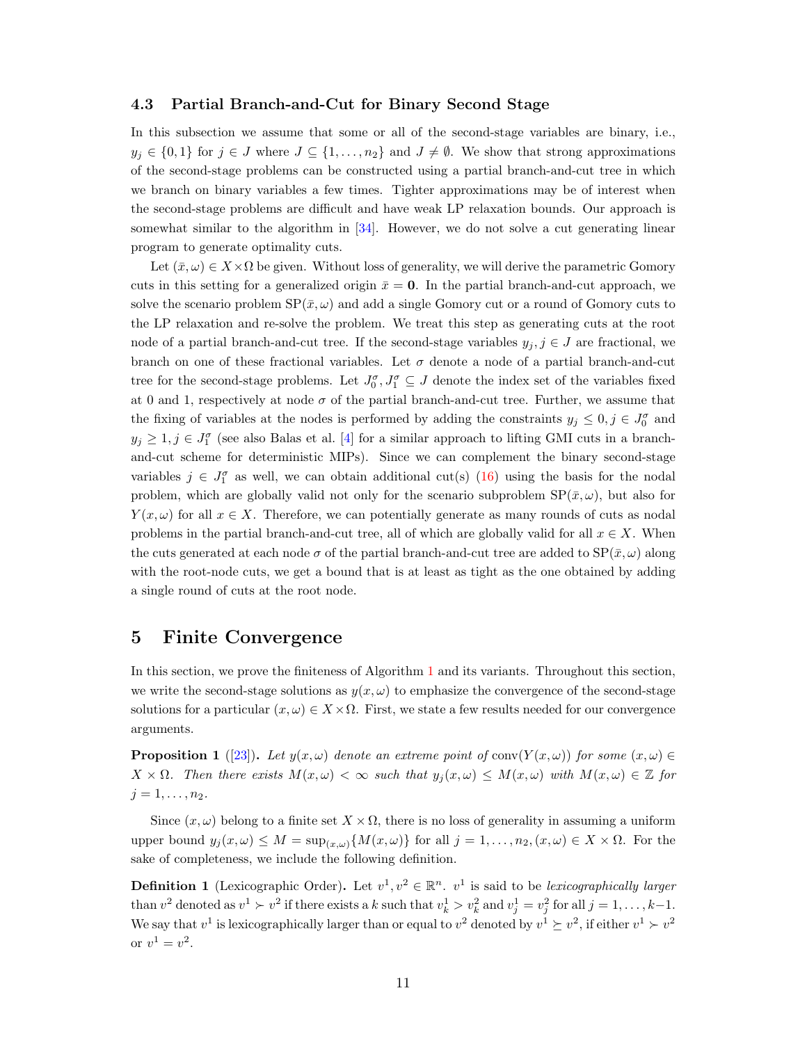### 4.3 Partial Branch-and-Cut for Binary Second Stage

In this subsection we assume that some or all of the second-stage variables are binary, i.e., $y_j \in \{0, 1\}$ for $j \in J$ where $J \subseteq \{1, \ldots, n_2\}$ and $J \neq \emptyset$. We show that strong approximations of the second-stage problems can be constructed using a partial branch-and-cut tree in which we branch on binary variables a few times. Tighter approximations may be of interest when the second-stage problems are difficult and have weak LP relaxation bounds. Our approach is somewhat similar to the algorithm in [34]. However, we do not solve a cut generating linear program to generate optimality cuts.

Let $(\bar{x}, \omega) \in X \times \Omega$ be given. Without loss of generality, we will derive the parametric Gomory cuts in this setting for a generalized origin $\bar{x} = \mathbf{0}$. In the partial branch-and-cut approach, we solve the scenario problem $\mathrm{SP}(\bar{x}, \omega)$ and add a single Gomory cut or a round of Gomory cuts to the LP relaxation and re-solve the problem. We treat this step as generating cuts at the root node of a partial branch-and-cut tree. If the second-stage variables $y_j, j \in J$ are fractional, we branch on one of these fractional variables. Let $\sigma$ denote a node of a partial branch-and-cut tree for the second-stage problems. Let $J_0^\sigma, J_1^\sigma \subseteq J$ denote the index set of the variables fixed at 0 and 1, respectively at node $\sigma$ of the partial branch-and-cut tree. Further, we assume that the fixing of variables at the nodes is performed by adding the constraints $y_j \leq 0, j \in J_0^\sigma$ and $y_j \geq 1, j \in J_1^\sigma$ (see also Balas et al. [4] for a similar approach to lifting GMI cuts in a branch-and-cut scheme for deterministic MIPs). Since we can complement the binary second-stage variables $j \in J_1^\sigma$ as well, we can obtain additional cut(s) (16) using the basis for the nodal problem, which are globally valid not only for the scenario subproblem $\mathrm{SP}(\bar{x}, \omega)$, but also for $Y(x, \omega)$ for all $x \in X$. Therefore, we can potentially generate as many rounds of cuts as nodal problems in the partial branch-and-cut tree, all of which are globally valid for all $x \in X$. When the cuts generated at each node $\sigma$ of the partial branch-and-cut tree are added to $\mathrm{SP}(\bar{x}, \omega)$ along with the root-node cuts, we get a bound that is at least as tight as the one obtained by adding a single round of cuts at the root node.

## 5 Finite Convergence

In this section, we prove the finiteness of Algorithm 1 and its variants. Throughout this section, we write the second-stage solutions as $y(x, \omega)$ to emphasize the convergence of the second-stage solutions for a particular $(x, \omega) \in X \times \Omega$. First, we state a few results needed for our convergence arguments.

**Proposition 1** ([23])**.** *Let $y(x, \omega)$ denote an extreme point of $\mathrm{conv}(Y(x, \omega))$ for some $(x, \omega) \in X \times \Omega$. Then there exists $M(x, \omega) < \infty$ such that $y_j(x, \omega) \leq M(x, \omega)$ with $M(x, \omega) \in \mathbb{Z}$ for $j = 1, \ldots, n_2$.*

Since $(x, \omega)$ belong to a finite set $X \times \Omega$, there is no loss of generality in assuming a uniform upper bound $y_j(x, \omega) \leq M = \sup_{(x,\omega)}\{M(x, \omega)\}$ for all $j = 1, \ldots, n_2, (x, \omega) \in X \times \Omega$. For the sake of completeness, we include the following definition.

**Definition 1** (Lexicographic Order)**.** Let $v^1, v^2 \in \mathbb{R}^n$. $v^1$ is said to be *lexicographically larger* than $v^2$ denoted as $v^1 \succ v^2$ if there exists a $k$ such that $v_k^1 > v_k^2$ and $v_j^1 = v_j^2$ for all $j = 1, \ldots, k-1$. We say that $v^1$ is lexicographically larger than or equal to $v^2$ denoted by $v^1 \succeq v^2$, if either $v^1 \succ v^2$ or $v^1 = v^2$.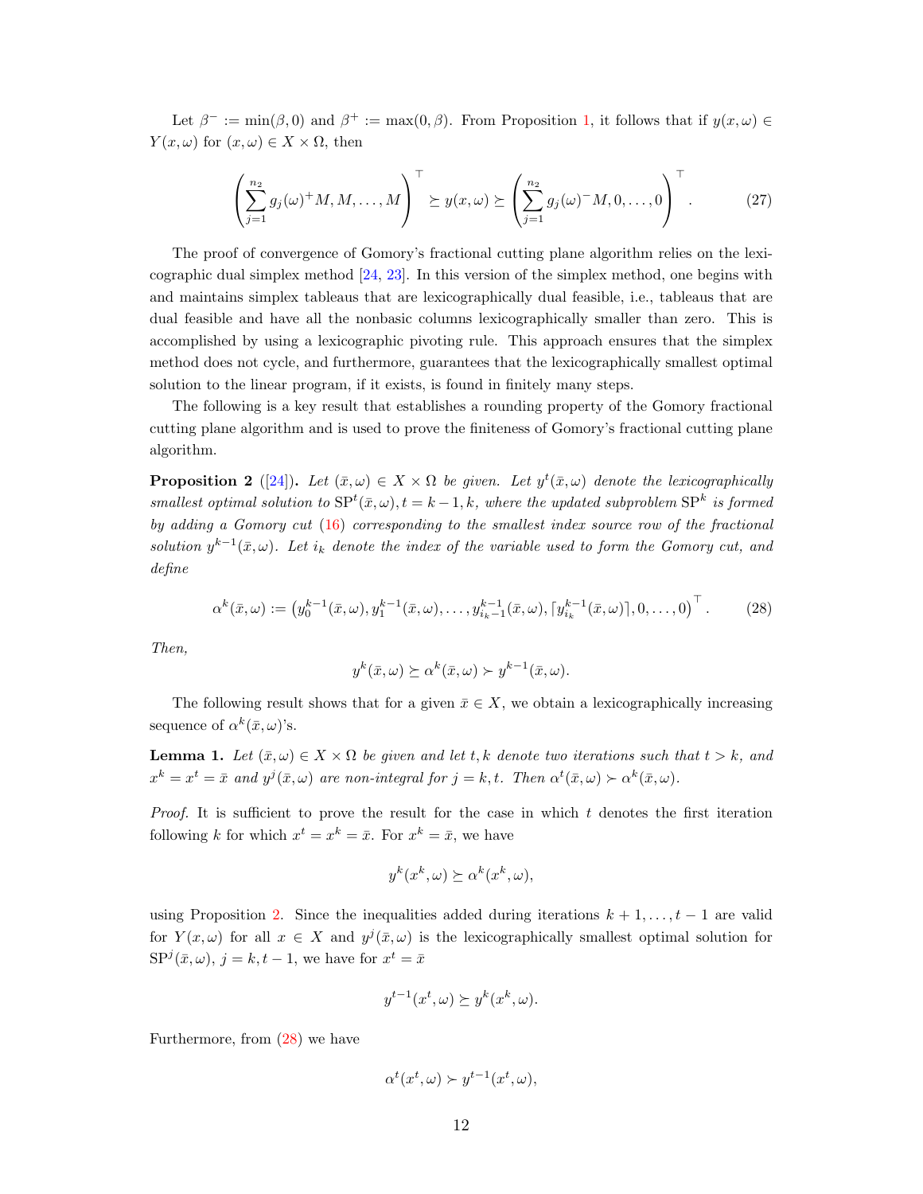Let $\beta^- := \min(\beta, 0)$ and $\beta^+ := \max(0, \beta)$. From Proposition 1, it follows that if $y(x, \omega) \in Y(x, \omega)$ for $(x, \omega) \in X \times \Omega$, then

$$\left( \sum_{j=1}^{n_2} g_j(\omega)^+ M, M, \ldots, M \right)^\top \succeq y(x, \omega) \succeq \left( \sum_{j=1}^{n_2} g_j(\omega)^- M, 0, \ldots, 0 \right)^\top. \tag{27}$$

The proof of convergence of Gomory's fractional cutting plane algorithm relies on the lexicographic dual simplex method [24, 23]. In this version of the simplex method, one begins with and maintains simplex tableaus that are lexicographically dual feasible, i.e., tableaus that are dual feasible and have all the nonbasic columns lexicographically smaller than zero. This is accomplished by using a lexicographic pivoting rule. This approach ensures that the simplex method does not cycle, and furthermore, guarantees that the lexicographically smallest optimal solution to the linear program, if it exists, is found in finitely many steps.

The following is a key result that establishes a rounding property of the Gomory fractional cutting plane algorithm and is used to prove the finiteness of Gomory's fractional cutting plane algorithm.

**Proposition 2** ([24])**.** *Let $(\bar{x}, \omega) \in X \times \Omega$ be given. Let $y^t(\bar{x}, \omega)$ denote the lexicographically smallest optimal solution to $\mathrm{SP}^t(\bar{x}, \omega), t = k-1, k$, where the updated subproblem $\mathrm{SP}^k$ is formed by adding a Gomory cut (16) corresponding to the smallest index source row of the fractional solution $y^{k-1}(\bar{x}, \omega)$. Let $i_k$ denote the index of the variable used to form the Gomory cut, and define*

$$\alpha^k(\bar{x}, \omega) := \left( y_0^{k-1}(\bar{x}, \omega), y_1^{k-1}(\bar{x}, \omega), \ldots, y_{i_k - 1}^{k-1}(\bar{x}, \omega), \lceil y_{i_k}^{k-1}(\bar{x}, \omega) \rceil, 0, \ldots, 0 \right)^\top. \tag{28}$$

*Then,*

$$y^k(\bar{x}, \omega) \succeq \alpha^k(\bar{x}, \omega) \succ y^{k-1}(\bar{x}, \omega).$$

The following result shows that for a given $\bar{x} \in X$, we obtain a lexicographically increasing sequence of $\alpha^k(\bar{x}, \omega)$'s.

**Lemma 1.** *Let $(\bar{x}, \omega) \in X \times \Omega$ be given and let $t, k$ denote two iterations such that $t > k$, and $x^k = x^t = \bar{x}$ and $y^j(\bar{x}, \omega)$ are non-integral for $j = k, t$. Then $\alpha^t(\bar{x}, \omega) \succ \alpha^k(\bar{x}, \omega)$.*

*Proof.* It is sufficient to prove the result for the case in which $t$ denotes the first iteration following $k$ for which $x^t = x^k = \bar{x}$. For $x^k = \bar{x}$, we have

$$y^k(x^k, \omega) \succeq \alpha^k(x^k, \omega),$$

using Proposition 2. Since the inequalities added during iterations $k+1, \ldots, t-1$ are valid for $Y(x, \omega)$ for all $x \in X$ and $y^j(\bar{x}, \omega)$ is the lexicographically smallest optimal solution for $\mathrm{SP}^j(\bar{x}, \omega)$, $j = k, t-1$, we have for $x^t = \bar{x}$

$$y^{t-1}(x^t, \omega) \succeq y^k(x^k, \omega).$$

Furthermore, from (28) we have

$$\alpha^t(x^t, \omega) \succ y^{t-1}(x^t, \omega),$$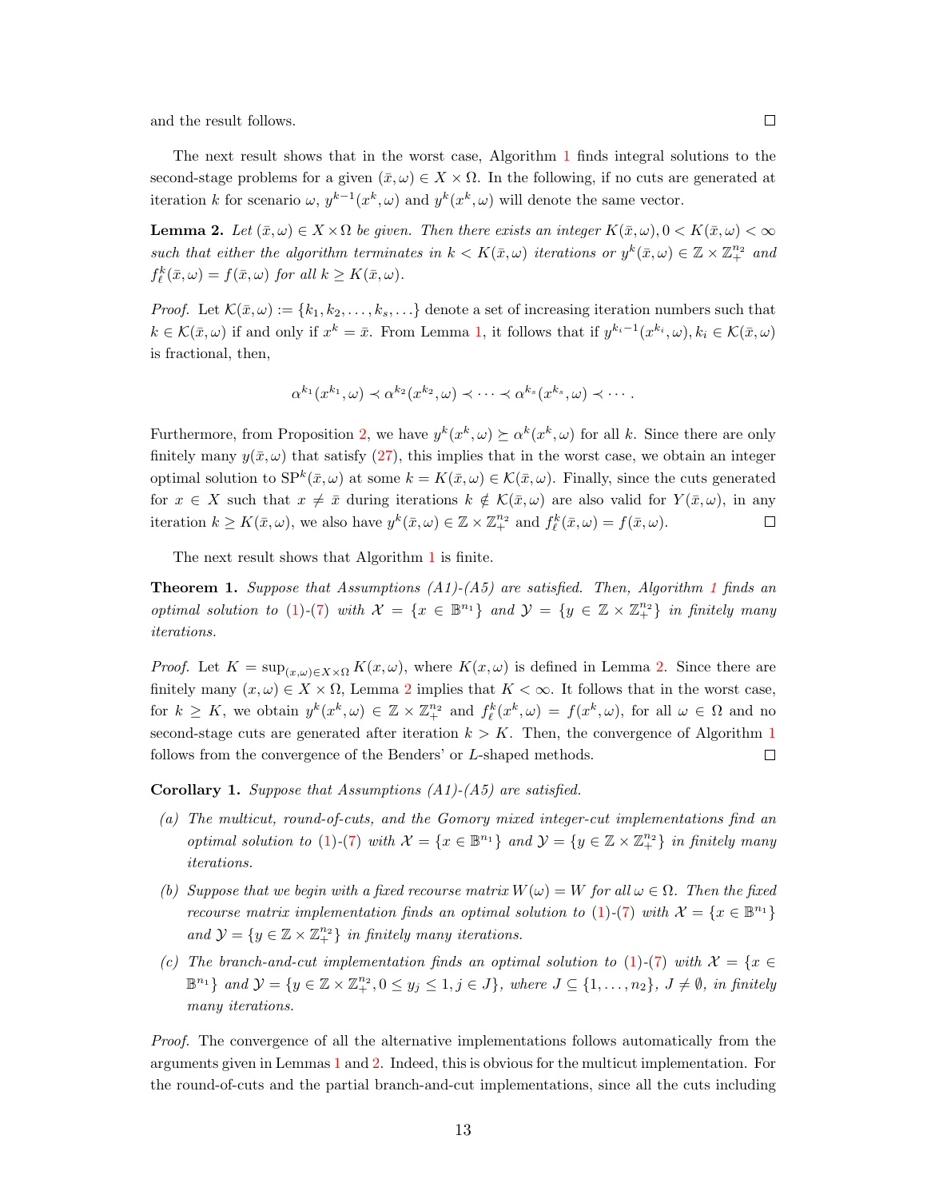and the result follows. □

The next result shows that in the worst case, Algorithm 1 finds integral solutions to the second-stage problems for a given $(\bar{x}, \omega) \in X \times \Omega$. In the following, if no cuts are generated at iteration $k$ for scenario $\omega$, $y^{k-1}(x^k, \omega)$ and $y^k(x^k, \omega)$ will denote the same vector.

**Lemma 2.** *Let $(\bar{x}, \omega) \in X \times \Omega$ be given. Then there exists an integer $K(\bar{x}, \omega), 0 < K(\bar{x}, \omega) < \infty$ such that either the algorithm terminates in $k < K(\bar{x}, \omega)$ iterations or $y^k(\bar{x}, \omega) \in \mathbb{Z} \times \mathbb{Z}_+^{n_2}$ and $f_\ell^k(\bar{x}, \omega) = f(\bar{x}, \omega)$ for all $k \geq K(\bar{x}, \omega)$.*

*Proof.* Let $\mathcal{K}(\bar{x}, \omega) := \{k_1, k_2, \ldots, k_s, \ldots\}$ denote a set of increasing iteration numbers such that $k \in \mathcal{K}(\bar{x}, \omega)$ if and only if $x^k = \bar{x}$. From Lemma 1, it follows that if $y^{k_i - 1}(x^{k_i}, \omega), k_i \in \mathcal{K}(\bar{x}, \omega)$ is fractional, then,

$$\alpha^{k_1}(x^{k_1}, \omega) \prec \alpha^{k_2}(x^{k_2}, \omega) \prec \cdots \prec \alpha^{k_s}(x^{k_s}, \omega) \prec \cdots.$$

Furthermore, from Proposition 2, we have $y^k(x^k, \omega) \succeq \alpha^k(x^k, \omega)$ for all $k$. Since there are only finitely many $y(\bar{x}, \omega)$ that satisfy (27), this implies that in the worst case, we obtain an integer optimal solution to $\mathrm{SP}^k(\bar{x}, \omega)$ at some $k = K(\bar{x}, \omega) \in \mathcal{K}(\bar{x}, \omega)$. Finally, since the cuts generated for $x \in X$ such that $x \neq \bar{x}$ during iterations $k \notin \mathcal{K}(\bar{x}, \omega)$ are also valid for $Y(\bar{x}, \omega)$, in any iteration $k \geq K(\bar{x}, \omega)$, we also have $y^k(\bar{x}, \omega) \in \mathbb{Z} \times \mathbb{Z}_+^{n_2}$ and $f_\ell^k(\bar{x}, \omega) = f(\bar{x}, \omega)$. □

The next result shows that Algorithm 1 is finite.

**Theorem 1.** *Suppose that Assumptions (A1)-(A5) are satisfied. Then, Algorithm 1 finds an optimal solution to (1)-(7) with $\mathcal{X} = \{x \in \mathbb{B}^{n_1}\}$ and $\mathcal{Y} = \{y \in \mathbb{Z} \times \mathbb{Z}_+^{n_2}\}$ in finitely many iterations.*

*Proof.* Let $K = \sup_{(x,\omega) \in X \times \Omega} K(x, \omega)$, where $K(x, \omega)$ is defined in Lemma 2. Since there are finitely many $(x, \omega) \in X \times \Omega$, Lemma 2 implies that $K < \infty$. It follows that in the worst case, for $k \geq K$, we obtain $y^k(x^k, \omega) \in \mathbb{Z} \times \mathbb{Z}_+^{n_2}$ and $f_\ell^k(x^k, \omega) = f(x^k, \omega)$, for all $\omega \in \Omega$ and no second-stage cuts are generated after iteration $k > K$. Then, the convergence of Algorithm 1 follows from the convergence of the Benders' or $L$-shaped methods. □

**Corollary 1.** *Suppose that Assumptions (A1)-(A5) are satisfied.*

*(a) The multicut, round-of-cuts, and the Gomory mixed integer-cut implementations find an optimal solution to (1)-(7) with $\mathcal{X} = \{x \in \mathbb{B}^{n_1}\}$ and $\mathcal{Y} = \{y \in \mathbb{Z} \times \mathbb{Z}_+^{n_2}\}$ in finitely many iterations.*

*(b) Suppose that we begin with a fixed recourse matrix $W(\omega) = W$ for all $\omega \in \Omega$. Then the fixed recourse matrix implementation finds an optimal solution to (1)-(7) with $\mathcal{X} = \{x \in \mathbb{B}^{n_1}\}$ and $\mathcal{Y} = \{y \in \mathbb{Z} \times \mathbb{Z}_+^{n_2}\}$ in finitely many iterations.*

*(c) The branch-and-cut implementation finds an optimal solution to (1)-(7) with $\mathcal{X} = \{x \in \mathbb{B}^{n_1}\}$ and $\mathcal{Y} = \{y \in \mathbb{Z} \times \mathbb{Z}_+^{n_2}, 0 \leq y_j \leq 1, j \in J\}$, where $J \subseteq \{1, \ldots, n_2\}$, $J \neq \emptyset$, in finitely many iterations.*

*Proof.* The convergence of all the alternative implementations follows automatically from the arguments given in Lemmas 1 and 2. Indeed, this is obvious for the multicut implementation. For the round-of-cuts and the partial branch-and-cut implementations, since all the cuts including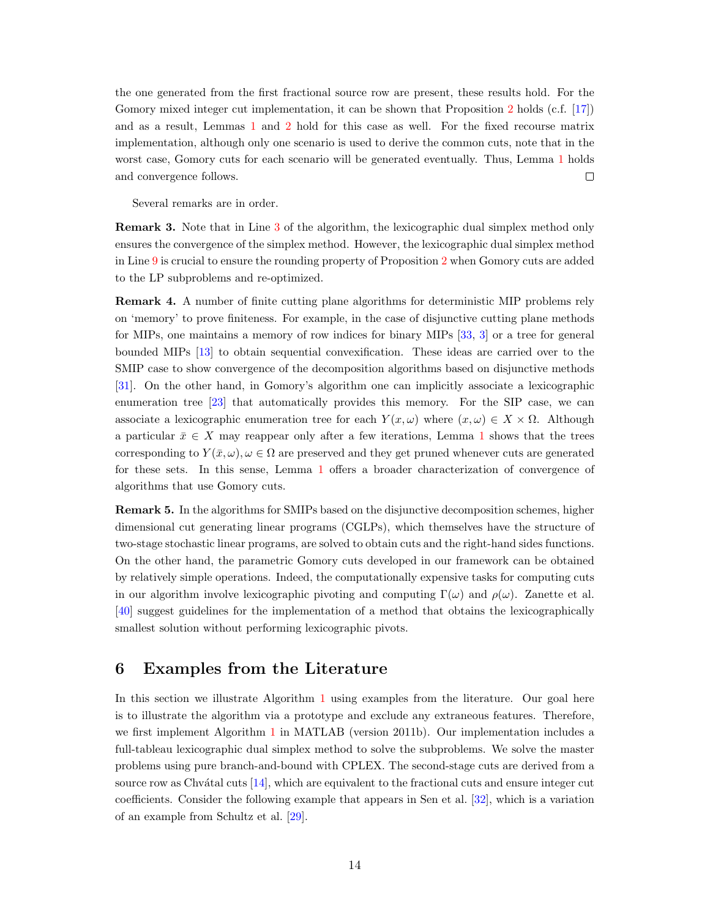the one generated from the first fractional source row are present, these results hold. For the Gomory mixed integer cut implementation, it can be shown that Proposition 2 holds (c.f. [17]) and as a result, Lemmas 1 and 2 hold for this case as well. For the fixed recourse matrix implementation, although only one scenario is used to derive the common cuts, note that in the worst case, Gomory cuts for each scenario will be generated eventually. Thus, Lemma 1 holds and convergence follows. □

Several remarks are in order.

**Remark 3.** Note that in Line 3 of the algorithm, the lexicographic dual simplex method only ensures the convergence of the simplex method. However, the lexicographic dual simplex method in Line 9 is crucial to ensure the rounding property of Proposition 2 when Gomory cuts are added to the LP subproblems and re-optimized.

**Remark 4.** A number of finite cutting plane algorithms for deterministic MIP problems rely on 'memory' to prove finiteness. For example, in the case of disjunctive cutting plane methods for MIPs, one maintains a memory of row indices for binary MIPs [33, 3] or a tree for general bounded MIPs [13] to obtain sequential convexification. These ideas are carried over to the SMIP case to show convergence of the decomposition algorithms based on disjunctive methods [31]. On the other hand, in Gomory's algorithm one can implicitly associate a lexicographic enumeration tree [23] that automatically provides this memory. For the SIP case, we can associate a lexicographic enumeration tree for each $Y(x, \omega)$ where $(x, \omega) \in X \times \Omega$. Although a particular $\bar{x} \in X$ may reappear only after a few iterations, Lemma 1 shows that the trees corresponding to $Y(\bar{x}, \omega), \omega \in \Omega$ are preserved and they get pruned whenever cuts are generated for these sets. In this sense, Lemma 1 offers a broader characterization of convergence of algorithms that use Gomory cuts.

**Remark 5.** In the algorithms for SMIPs based on the disjunctive decomposition schemes, higher dimensional cut generating linear programs (CGLPs), which themselves have the structure of two-stage stochastic linear programs, are solved to obtain cuts and the right-hand sides functions. On the other hand, the parametric Gomory cuts developed in our framework can be obtained by relatively simple operations. Indeed, the computationally expensive tasks for computing cuts in our algorithm involve lexicographic pivoting and computing $\Gamma(\omega)$ and $\rho(\omega)$. Zanette et al. [40] suggest guidelines for the implementation of a method that obtains the lexicographically smallest solution without performing lexicographic pivots.

# 6 Examples from the Literature

In this section we illustrate Algorithm 1 using examples from the literature. Our goal here is to illustrate the algorithm via a prototype and exclude any extraneous features. Therefore, we first implement Algorithm 1 in MATLAB (version 2011b). Our implementation includes a full-tableau lexicographic dual simplex method to solve the subproblems. We solve the master problems using pure branch-and-bound with CPLEX. The second-stage cuts are derived from a source row as Chvátal cuts [14], which are equivalent to the fractional cuts and ensure integer cut coefficients. Consider the following example that appears in Sen et al. [32], which is a variation of an example from Schultz et al. [29].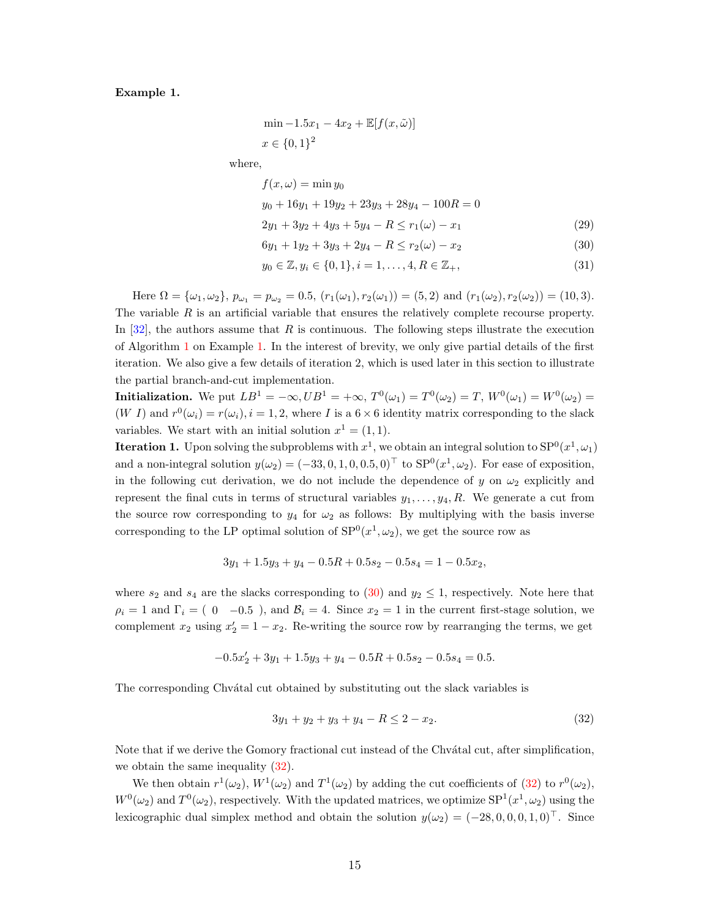**Example 1.**

$$
\begin{aligned}
&\min -1.5x_1 - 4x_2 + \mathbb{E}[f(x,\tilde{\omega})] \\
&x \in \{0,1\}^2
\end{aligned}
$$

where,

$$
\begin{aligned}
&f(x,\omega) = \min y_0 \\
&y_0 + 16y_1 + 19y_2 + 23y_3 + 28y_4 - 100R = 0 \\
&2y_1 + 3y_2 + 4y_3 + 5y_4 - R \le r_1(\omega) - x_1 \qquad (29)\\
&6y_1 + 1y_2 + 3y_3 + 2y_4 - R \le r_2(\omega) - x_2 \qquad (30)\\
&y_0 \in \mathbb{Z}, y_i \in \{0,1\}, i = 1,\ldots,4, R \in \mathbb{Z}_+, \qquad (31)
\end{aligned}
$$

Here $\Omega = \{\omega_1, \omega_2\}$, $p_{\omega_1} = p_{\omega_2} = 0.5$, $(r_1(\omega_1), r_2(\omega_1)) = (5,2)$ and $(r_1(\omega_2), r_2(\omega_2)) = (10,3)$. The variable $R$ is an artificial variable that ensures the relatively complete recourse property. In [32], the authors assume that $R$ is continuous. The following steps illustrate the execution of Algorithm 1 on Example 1. In the interest of brevity, we only give partial details of the first iteration. We also give a few details of iteration 2, which is used later in this section to illustrate the partial branch-and-cut implementation.

**Initialization.** We put $LB^1 = -\infty, UB^1 = +\infty$, $T^0(\omega_1) = T^0(\omega_2) = T$, $W^0(\omega_1) = W^0(\omega_2) = (W\ I)$ and $r^0(\omega_i) = r(\omega_i), i = 1,2$, where $I$ is a $6 \times 6$ identity matrix corresponding to the slack variables. We start with an initial solution $x^1 = (1,1)$.

**Iteration 1.** Upon solving the subproblems with $x^1$, we obtain an integral solution to $\text{SP}^0(x^1, \omega_1)$ and a non-integral solution $y(\omega_2) = (-33, 0, 1, 0, 0.5, 0)^\top$ to $\text{SP}^0(x^1, \omega_2)$. For ease of exposition, in the following cut derivation, we do not include the dependence of $y$ on $\omega_2$ explicitly and represent the final cuts in terms of structural variables $y_1, \ldots, y_4, R$. We generate a cut from the source row corresponding to $y_4$ for $\omega_2$ as follows: By multiplying with the basis inverse corresponding to the LP optimal solution of $\text{SP}^0(x^1, \omega_2)$, we get the source row as

$$
3y_1 + 1.5y_3 + y_4 - 0.5R + 0.5s_2 - 0.5s_4 = 1 - 0.5x_2,
$$

where $s_2$ and $s_4$ are the slacks corresponding to (30) and $y_2 \le 1$, respectively. Note here that $\rho_i = 1$ and $\Gamma_i = (\ 0 \quad -0.5\ )$, and $\mathcal{B}_i = 4$. Since $x_2 = 1$ in the current first-stage solution, we complement $x_2$ using $x_2' = 1 - x_2$. Re-writing the source row by rearranging the terms, we get

$$
-0.5x_2' + 3y_1 + 1.5y_3 + y_4 - 0.5R + 0.5s_2 - 0.5s_4 = 0.5.
$$

The corresponding Chvátal cut obtained by substituting out the slack variables is

$$
3y_1 + y_2 + y_3 + y_4 - R \le 2 - x_2. \qquad (32)
$$

Note that if we derive the Gomory fractional cut instead of the Chvátal cut, after simplification, we obtain the same inequality (32).

We then obtain $r^1(\omega_2)$, $W^1(\omega_2)$ and $T^1(\omega_2)$ by adding the cut coefficients of (32) to $r^0(\omega_2)$, $W^0(\omega_2)$ and $T^0(\omega_2)$, respectively. With the updated matrices, we optimize $\text{SP}^1(x^1, \omega_2)$ using the lexicographic dual simplex method and obtain the solution $y(\omega_2) = (-28, 0, 0, 0, 1, 0)^\top$. Since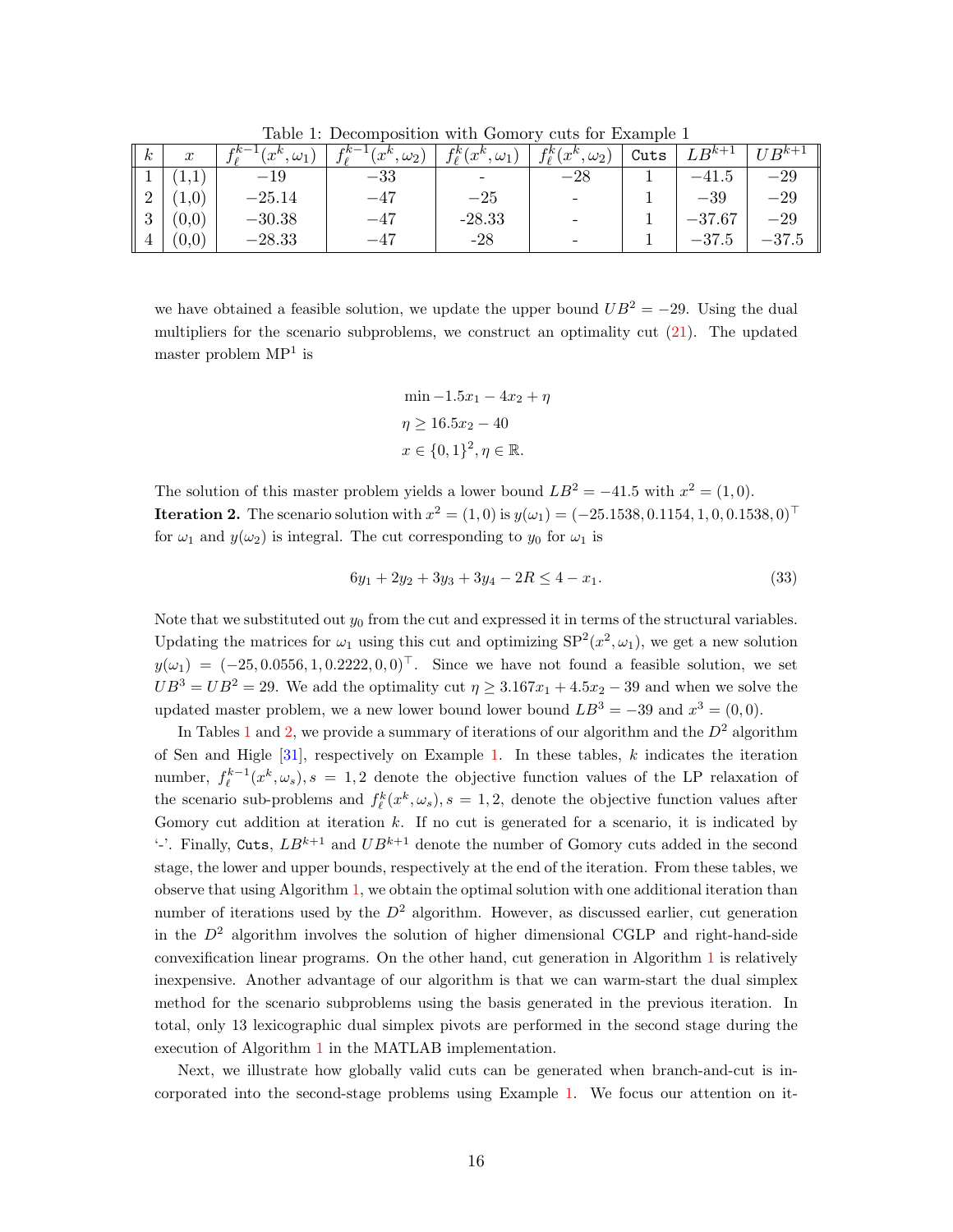Table 1: Decomposition with Gomory cuts for Example 1

| $k$ | $x$ | $f_\ell^{k-1}(x^k,\omega_1)$ | $f_\ell^{k-1}(x^k,\omega_2)$ | $f_\ell^{k}(x^k,\omega_1)$ | $f_\ell^{k}(x^k,\omega_2)$ | Cuts | $LB^{k+1}$ | $UB^{k+1}$ |
|---|---|---|---|---|---|---|---|---|
| 1 | (1,1) | $-19$ | $-33$ | - | $-28$ | 1 | $-41.5$ | $-29$ |
| 2 | (1,0) | $-25.14$ | $-47$ | $-25$ | - | 1 | $-39$ | $-29$ |
| 3 | (0,0) | $-30.38$ | $-47$ | -28.33 | - | 1 | $-37.67$ | $-29$ |
| 4 | (0,0) | $-28.33$ | $-47$ | -28 | - | 1 | $-37.5$ | $-37.5$ |

we have obtained a feasible solution, we update the upper bound $UB^2 = -29$. Using the dual multipliers for the scenario subproblems, we construct an optimality cut (21). The updated master problem $\text{MP}^1$ is

$$\begin{aligned}
&\min -1.5x_1 - 4x_2 + \eta \\
&\eta \geq 16.5x_2 - 40 \\
&x \in \{0,1\}^2, \eta \in \mathbb{R}.
\end{aligned}$$

The solution of this master problem yields a lower bound $LB^2 = -41.5$ with $x^2 = (1,0)$.

**Iteration 2.** The scenario solution with $x^2 = (1,0)$ is $y(\omega_1) = (-25.1538, 0.1154, 1, 0, 0.1538, 0)^\top$ for $\omega_1$ and $y(\omega_2)$ is integral. The cut corresponding to $y_0$ for $\omega_1$ is

$$6y_1 + 2y_2 + 3y_3 + 3y_4 - 2R \leq 4 - x_1. \tag{33}$$

Note that we substituted out $y_0$ from the cut and expressed it in terms of the structural variables. Updating the matrices for $\omega_1$ using this cut and optimizing $\text{SP}^2(x^2,\omega_1)$, we get a new solution $y(\omega_1) = (-25, 0.0556, 1, 0.2222, 0, 0)^\top$. Since we have not found a feasible solution, we set $UB^3 = UB^2 = 29$. We add the optimality cut $\eta \geq 3.167x_1 + 4.5x_2 - 39$ and when we solve the updated master problem, we a new lower bound lower bound $LB^3 = -39$ and $x^3 = (0,0)$.

In Tables 1 and 2, we provide a summary of iterations of our algorithm and the $D^2$ algorithm of Sen and Higle [31], respectively on Example 1. In these tables, $k$ indicates the iteration number, $f_\ell^{k-1}(x^k,\omega_s), s = 1,2$ denote the objective function values of the LP relaxation of the scenario sub-problems and $f_\ell^{k}(x^k,\omega_s), s = 1,2$, denote the objective function values after Gomory cut addition at iteration $k$. If no cut is generated for a scenario, it is indicated by '-'. Finally, Cuts, $LB^{k+1}$ and $UB^{k+1}$ denote the number of Gomory cuts added in the second stage, the lower and upper bounds, respectively at the end of the iteration. From these tables, we observe that using Algorithm 1, we obtain the optimal solution with one additional iteration than number of iterations used by the $D^2$ algorithm. However, as discussed earlier, cut generation in the $D^2$ algorithm involves the solution of higher dimensional CGLP and right-hand-side convexification linear programs. On the other hand, cut generation in Algorithm 1 is relatively inexpensive. Another advantage of our algorithm is that we can warm-start the dual simplex method for the scenario subproblems using the basis generated in the previous iteration. In total, only 13 lexicographic dual simplex pivots are performed in the second stage during the execution of Algorithm 1 in the MATLAB implementation.

Next, we illustrate how globally valid cuts can be generated when branch-and-cut is incorporated into the second-stage problems using Example 1. We focus our attention on it-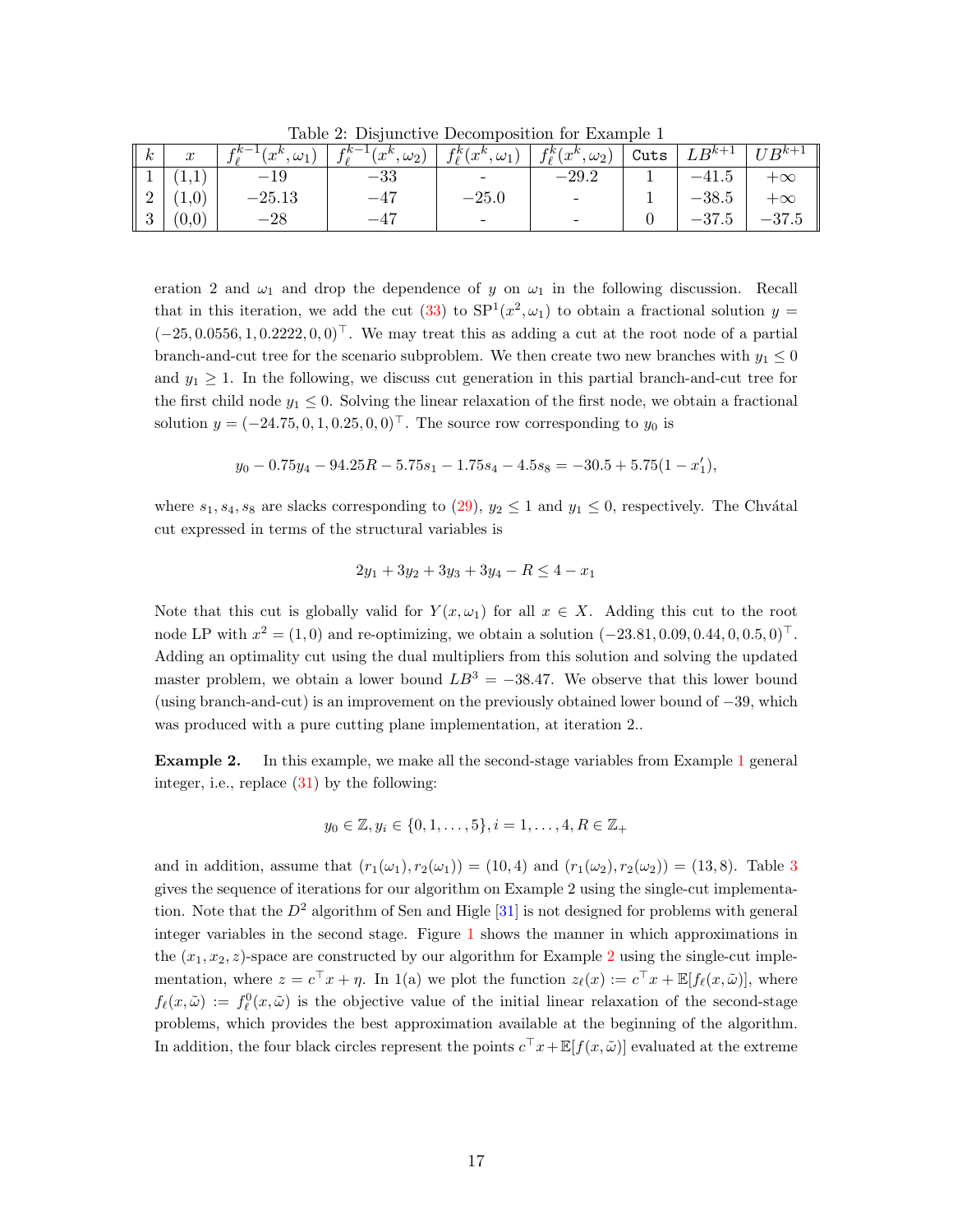Table 2: Disjunctive Decomposition for Example 1

| $k$ | $x$ | $f_\ell^{k-1}(x^k,\omega_1)$ | $f_\ell^{k-1}(x^k,\omega_2)$ | $f_\ell^{k}(x^k,\omega_1)$ | $f_\ell^{k}(x^k,\omega_2)$ | `Cuts` | $LB^{k+1}$ | $UB^{k+1}$ |
|---|---|---|---|---|---|---|---|---|
| 1 | (1,1) | $-19$ | $-33$ | - | $-29.2$ | 1 | $-41.5$ | $+\infty$ |
| 2 | (1,0) | $-25.13$ | $-47$ | $-25.0$ | - | 1 | $-38.5$ | $+\infty$ |
| 3 | (0,0) | $-28$ | $-47$ | - | - | 0 | $-37.5$ | $-37.5$ |

eration 2 and $\omega_1$ and drop the dependence of $y$ on $\omega_1$ in the following discussion. Recall that in this iteration, we add the cut (33) to $\mathrm{SP}^1(x^2,\omega_1)$ to obtain a fractional solution $y = (-25, 0.0556, 1, 0.2222, 0, 0)^\top$. We may treat this as adding a cut at the root node of a partial branch-and-cut tree for the scenario subproblem. We then create two new branches with $y_1 \leq 0$ and $y_1 \geq 1$. In the following, we discuss cut generation in this partial branch-and-cut tree for the first child node $y_1 \leq 0$. Solving the linear relaxation of the first node, we obtain a fractional solution $y = (-24.75, 0, 1, 0.25, 0, 0)^\top$. The source row corresponding to $y_0$ is

$$y_0 - 0.75y_4 - 94.25R - 5.75s_1 - 1.75s_4 - 4.5s_8 = -30.5 + 5.75(1 - x_1'),$$

where $s_1, s_4, s_8$ are slacks corresponding to (29), $y_2 \leq 1$ and $y_1 \leq 0$, respectively. The Chvátal cut expressed in terms of the structural variables is

$$2y_1 + 3y_2 + 3y_3 + 3y_4 - R \leq 4 - x_1$$

Note that this cut is globally valid for $Y(x,\omega_1)$ for all $x \in X$. Adding this cut to the root node LP with $x^2 = (1,0)$ and re-optimizing, we obtain a solution $(-23.81, 0.09, 0.44, 0, 0.5, 0)^\top$. Adding an optimality cut using the dual multipliers from this solution and solving the updated master problem, we obtain a lower bound $LB^3 = -38.47$. We observe that this lower bound (using branch-and-cut) is an improvement on the previously obtained lower bound of $-39$, which was produced with a pure cutting plane implementation, at iteration 2..

**Example 2.** In this example, we make all the second-stage variables from Example 1 general integer, i.e., replace (31) by the following:

$$y_0 \in \mathbb{Z}, y_i \in \{0, 1, \ldots, 5\}, i = 1, \ldots, 4, R \in \mathbb{Z}_+$$

and in addition, assume that $(r_1(\omega_1), r_2(\omega_1)) = (10, 4)$ and $(r_1(\omega_2), r_2(\omega_2)) = (13, 8)$. Table 3 gives the sequence of iterations for our algorithm on Example 2 using the single-cut implementation. Note that the $D^2$ algorithm of Sen and Higle [31] is not designed for problems with general integer variables in the second stage. Figure 1 shows the manner in which approximations in the $(x_1, x_2, z)$-space are constructed by our algorithm for Example 2 using the single-cut implementation, where $z = c^\top x + \eta$. In 1(a) we plot the function $z_\ell(x) := c^\top x + \mathbb{E}[f_\ell(x,\tilde{\omega})]$, where $f_\ell(x,\tilde{\omega}) := f_\ell^0(x,\tilde{\omega})$ is the objective value of the initial linear relaxation of the second-stage problems, which provides the best approximation available at the beginning of the algorithm. In addition, the four black circles represent the points $c^\top x + \mathbb{E}[f(x,\tilde{\omega})]$ evaluated at the extreme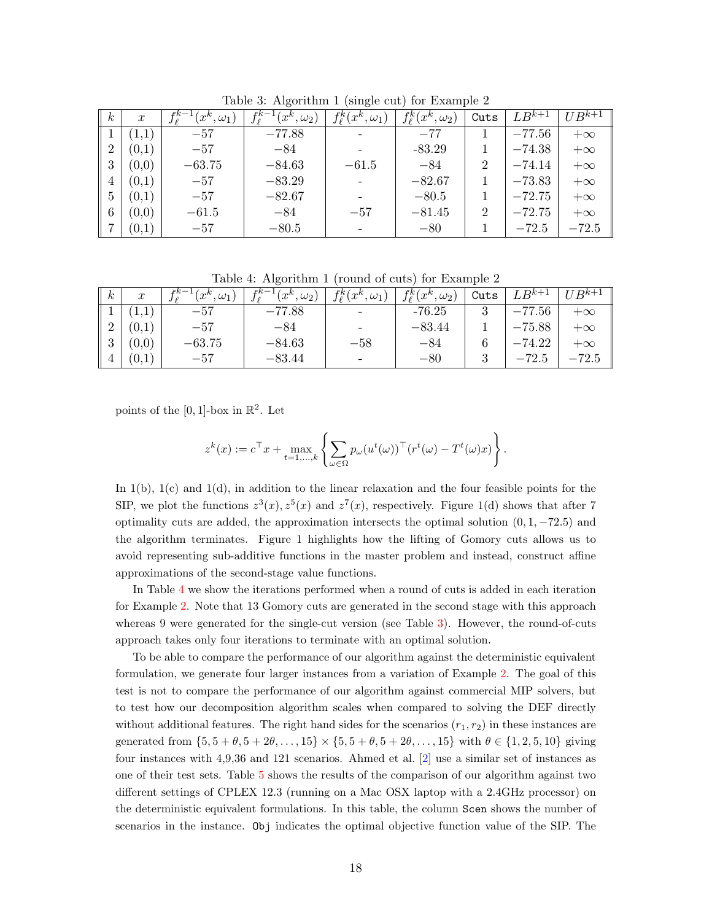Table 3: Algorithm 1 (single cut) for Example 2

| $k$ | $x$ | $f_\ell^{k-1}(x^k,\omega_1)$ | $f_\ell^{k-1}(x^k,\omega_2)$ | $f_\ell^{k}(x^k,\omega_1)$ | $f_\ell^{k}(x^k,\omega_2)$ | Cuts | $LB^{k+1}$ | $UB^{k+1}$ |
|---|---|---|---|---|---|---|---|---|
| 1 | (1,1) | $-57$ | $-77.88$ | - | $-77$ | 1 | $-77.56$ | $+\infty$ |
| 2 | (0,1) | $-57$ | $-84$ | - | -83.29 | 1 | $-74.38$ | $+\infty$ |
| 3 | (0,0) | $-63.75$ | $-84.63$ | $-61.5$ | $-84$ | 2 | $-74.14$ | $+\infty$ |
| 4 | (0,1) | $-57$ | $-83.29$ | - | $-82.67$ | 1 | $-73.83$ | $+\infty$ |
| 5 | (0,1) | $-57$ | $-82.67$ | - | $-80.5$ | 1 | $-72.75$ | $+\infty$ |
| 6 | (0,0) | $-61.5$ | $-84$ | $-57$ | $-81.45$ | 2 | $-72.75$ | $+\infty$ |
| 7 | (0,1) | $-57$ | $-80.5$ | - | $-80$ | 1 | $-72.5$ | $-72.5$ |

Table 4: Algorithm 1 (round of cuts) for Example 2

| $k$ | $x$ | $f_\ell^{k-1}(x^k,\omega_1)$ | $f_\ell^{k-1}(x^k,\omega_2)$ | $f_\ell^{k}(x^k,\omega_1)$ | $f_\ell^{k}(x^k,\omega_2)$ | Cuts | $LB^{k+1}$ | $UB^{k+1}$ |
|---|---|---|---|---|---|---|---|---|
| 1 | (1,1) | $-57$ | $-77.88$ | - | -76.25 | 3 | $-77.56$ | $+\infty$ |
| 2 | (0,1) | $-57$ | $-84$ | - | $-83.44$ | 1 | $-75.88$ | $+\infty$ |
| 3 | (0,0) | $-63.75$ | $-84.63$ | $-58$ | $-84$ | 6 | $-74.22$ | $+\infty$ |
| 4 | (0,1) | $-57$ | $-83.44$ | - | $-80$ | 3 | $-72.5$ | $-72.5$ |

points of the $[0,1]$-box in $\mathbb{R}^2$. Let

$$z^k(x) := c^\top x + \max_{t=1,\dots,k} \left\{ \sum_{\omega\in\Omega} p_\omega (u^t(\omega))^\top (r^t(\omega) - T^t(\omega)x) \right\}.$$

In 1(b), 1(c) and 1(d), in addition to the linear relaxation and the four feasible points for the SIP, we plot the functions $z^3(x), z^5(x)$ and $z^7(x)$, respectively. Figure 1(d) shows that after 7 optimality cuts are added, the approximation intersects the optimal solution $(0, 1, -72.5)$ and the algorithm terminates. Figure 1 highlights how the lifting of Gomory cuts allows us to avoid representing sub-additive functions in the master problem and instead, construct affine approximations of the second-stage value functions.

In Table 4 we show the iterations performed when a round of cuts is added in each iteration for Example 2. Note that 13 Gomory cuts are generated in the second stage with this approach whereas 9 were generated for the single-cut version (see Table 3). However, the round-of-cuts approach takes only four iterations to terminate with an optimal solution.

To be able to compare the performance of our algorithm against the deterministic equivalent formulation, we generate four larger instances from a variation of Example 2. The goal of this test is not to compare the performance of our algorithm against commercial MIP solvers, but to test how our decomposition algorithm scales when compared to solving the DEF directly without additional features. The right hand sides for the scenarios $(r_1, r_2)$ in these instances are generated from $\{5, 5+\theta, 5+2\theta, \dots, 15\} \times \{5, 5+\theta, 5+2\theta, \dots, 15\}$ with $\theta \in \{1, 2, 5, 10\}$ giving four instances with 4,9,36 and 121 scenarios. Ahmed et al. [2] use a similar set of instances as one of their test sets. Table 5 shows the results of the comparison of our algorithm against two different settings of CPLEX 12.3 (running on a Mac OSX laptop with a 2.4GHz processor) on the deterministic equivalent formulations. In this table, the column Scen shows the number of scenarios in the instance. Obj indicates the optimal objective function value of the SIP. The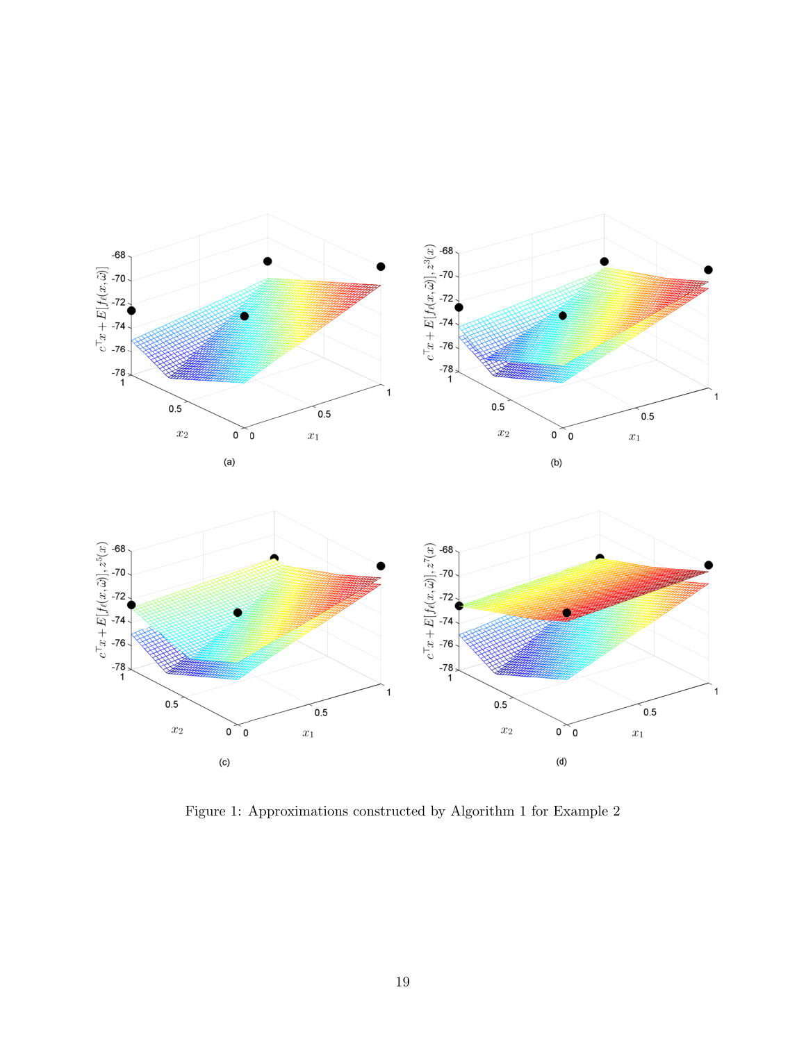(a)

$c^\top x + E[f_\ell(x,\tilde{\omega})]$

-68

-70

-72

-74

-76

-78

1

0.5

0

$x_2$

0

0.5

1

$x_1$

(b)

$c^\top x + E[f_\ell(x,\tilde{\omega})], z^3(x)$

-68

-70

-72

-74

-76

-78

1

0.5

0

$x_2$

0

0.5

1

$x_1$

(c)

$c^\top x + E[f_\ell(x,\tilde{\omega})], z^5(x)$

-68

-70

-72

-74

-76

-78

1

0.5

0

$x_2$

0

0.5

1

$x_1$

(d)

$c^\top x + E[f_\ell(x,\tilde{\omega})], z^7(x)$

-68

-70

-72

-74

-76

-78

1

0.5

0

$x_2$

0

0.5

1

$x_1$

Figure 1: Approximations constructed by Algorithm 1 for Example 2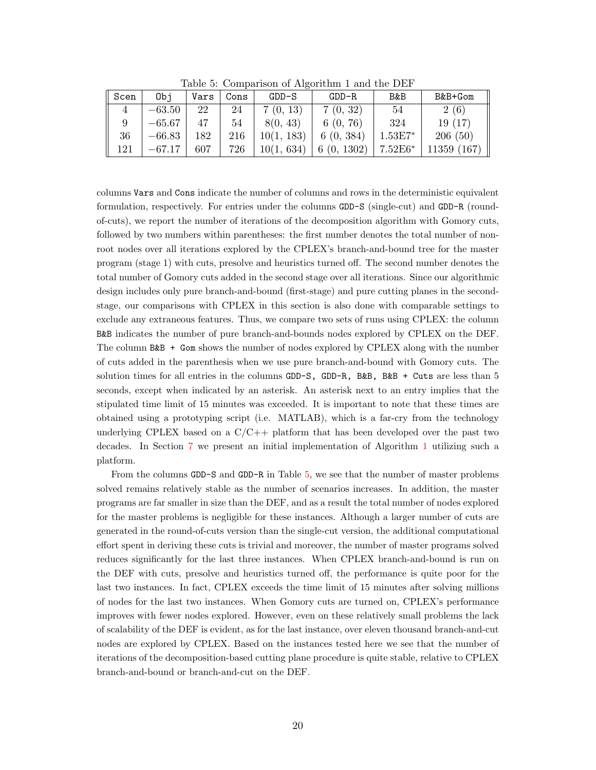Table 5: Comparison of Algorithm 1 and the DEF

| Scen | Obj | Vars | Cons | GDD-S | GDD-R | B&B | B&B+Gom |
|---|---|---|---|---|---|---|---|
| 4 | $-63.50$ | 22 | 24 | 7 (0, 13) | 7 (0, 32) | 54 | 2 (6) |
| 9 | $-65.67$ | 47 | 54 | 8(0, 43) | 6 (0, 76) | 324 | 19 (17) |
| 36 | $-66.83$ | 182 | 216 | 10(1, 183) | 6 (0, 384) | 1.53E7* | 206 (50) |
| 121 | $-67.17$ | 607 | 726 | 10(1, 634) | 6 (0, 1302) | 7.52E6* | 11359 (167) |

columns `Vars` and `Cons` indicate the number of columns and rows in the deterministic equivalent formulation, respectively. For entries under the columns `GDD-S` (single-cut) and `GDD-R` (round-of-cuts), we report the number of iterations of the decomposition algorithm with Gomory cuts, followed by two numbers within parentheses: the first number denotes the total number of non-root nodes over all iterations explored by the CPLEX's branch-and-bound tree for the master program (stage 1) with cuts, presolve and heuristics turned off. The second number denotes the total number of Gomory cuts added in the second stage over all iterations. Since our algorithmic design includes only pure branch-and-bound (first-stage) and pure cutting planes in the second-stage, our comparisons with CPLEX in this section is also done with comparable settings to exclude any extraneous features. Thus, we compare two sets of runs using CPLEX: the column `B&B` indicates the number of pure branch-and-bounds nodes explored by CPLEX on the DEF. The column `B&B + Gom` shows the number of nodes explored by CPLEX along with the number of cuts added in the parenthesis when we use pure branch-and-bound with Gomory cuts. The solution times for all entries in the columns `GDD-S, GDD-R, B&B, B&B + Cuts` are less than 5 seconds, except when indicated by an asterisk. An asterisk next to an entry implies that the stipulated time limit of 15 minutes was exceeded. It is important to note that these times are obtained using a prototyping script (i.e. MATLAB), which is a far-cry from the technology underlying CPLEX based on a C/C++ platform that has been developed over the past two decades. In Section 7 we present an initial implementation of Algorithm 1 utilizing such a platform.

From the columns `GDD-S` and `GDD-R` in Table 5, we see that the number of master problems solved remains relatively stable as the number of scenarios increases. In addition, the master programs are far smaller in size than the DEF, and as a result the total number of nodes explored for the master problems is negligible for these instances. Although a larger number of cuts are generated in the round-of-cuts version than the single-cut version, the additional computational effort spent in deriving these cuts is trivial and moreover, the number of master programs solved reduces significantly for the last three instances. When CPLEX branch-and-bound is run on the DEF with cuts, presolve and heuristics turned off, the performance is quite poor for the last two instances. In fact, CPLEX exceeds the time limit of 15 minutes after solving millions of nodes for the last two instances. When Gomory cuts are turned on, CPLEX's performance improves with fewer nodes explored. However, even on these relatively small problems the lack of scalability of the DEF is evident, as for the last instance, over eleven thousand branch-and-cut nodes are explored by CPLEX. Based on the instances tested here we see that the number of iterations of the decomposition-based cutting plane procedure is quite stable, relative to CPLEX branch-and-bound or branch-and-cut on the DEF.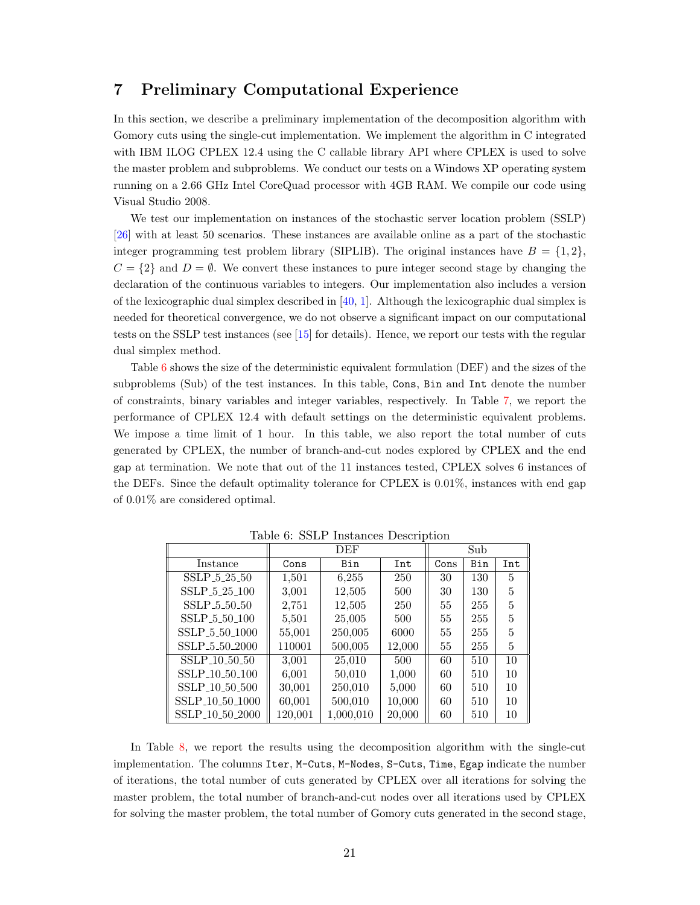## 7 Preliminary Computational Experience

In this section, we describe a preliminary implementation of the decomposition algorithm with Gomory cuts using the single-cut implementation. We implement the algorithm in C integrated with IBM ILOG CPLEX 12.4 using the C callable library API where CPLEX is used to solve the master problem and subproblems. We conduct our tests on a Windows XP operating system running on a 2.66 GHz Intel CoreQuad processor with 4GB RAM. We compile our code using Visual Studio 2008.

We test our implementation on instances of the stochastic server location problem (SSLP) [26] with at least 50 scenarios. These instances are available online as a part of the stochastic integer programming test problem library (SIPLIB). The original instances have $B = \{1, 2\}$, $C = \{2\}$ and $D = \emptyset$. We convert these instances to pure integer second stage by changing the declaration of the continuous variables to integers. Our implementation also includes a version of the lexicographic dual simplex described in [40, 1]. Although the lexicographic dual simplex is needed for theoretical convergence, we do not observe a significant impact on our computational tests on the SSLP test instances (see [15] for details). Hence, we report our tests with the regular dual simplex method.

Table 6 shows the size of the deterministic equivalent formulation (DEF) and the sizes of the subproblems (Sub) of the test instances. In this table, `Cons`, `Bin` and `Int` denote the number of constraints, binary variables and integer variables, respectively. In Table 7, we report the performance of CPLEX 12.4 with default settings on the deterministic equivalent problems. We impose a time limit of 1 hour. In this table, we also report the total number of cuts generated by CPLEX, the number of branch-and-cut nodes explored by CPLEX and the end gap at termination. We note that out of the 11 instances tested, CPLEX solves 6 instances of the DEFs. Since the default optimality tolerance for CPLEX is 0.01%, instances with end gap of 0.01% are considered optimal.

Table 6: SSLP Instances Description

| | DEF | | | Sub | | |
|---|---|---|---|---|---|---|
| Instance | `Cons` | `Bin` | `Int` | `Cons` | `Bin` | `Int` |
| SSLP_5_25_50 | 1,501 | 6,255 | 250 | 30 | 130 | 5 |
| SSLP_5_25_100 | 3,001 | 12,505 | 500 | 30 | 130 | 5 |
| SSLP_5_50_50 | 2,751 | 12,505 | 250 | 55 | 255 | 5 |
| SSLP_5_50_100 | 5,501 | 25,005 | 500 | 55 | 255 | 5 |
| SSLP_5_50_1000 | 55,001 | 250,005 | 6000 | 55 | 255 | 5 |
| SSLP_5_50_2000 | 110001 | 500,005 | 12,000 | 55 | 255 | 5 |
| SSLP_10_50_50 | 3,001 | 25,010 | 500 | 60 | 510 | 10 |
| SSLP_10_50_100 | 6,001 | 50,010 | 1,000 | 60 | 510 | 10 |
| SSLP_10_50_500 | 30,001 | 250,010 | 5,000 | 60 | 510 | 10 |
| SSLP_10_50_1000 | 60,001 | 500,010 | 10,000 | 60 | 510 | 10 |
| SSLP_10_50_2000 | 120,001 | 1,000,010 | 20,000 | 60 | 510 | 10 |

In Table 8, we report the results using the decomposition algorithm with the single-cut implementation. The columns `Iter`, `M-Cuts`, `M-Nodes`, `S-Cuts`, `Time`, `Egap` indicate the number of iterations, the total number of cuts generated by CPLEX over all iterations for solving the master problem, the total number of branch-and-cut nodes over all iterations used by CPLEX for solving the master problem, the total number of Gomory cuts generated in the second stage,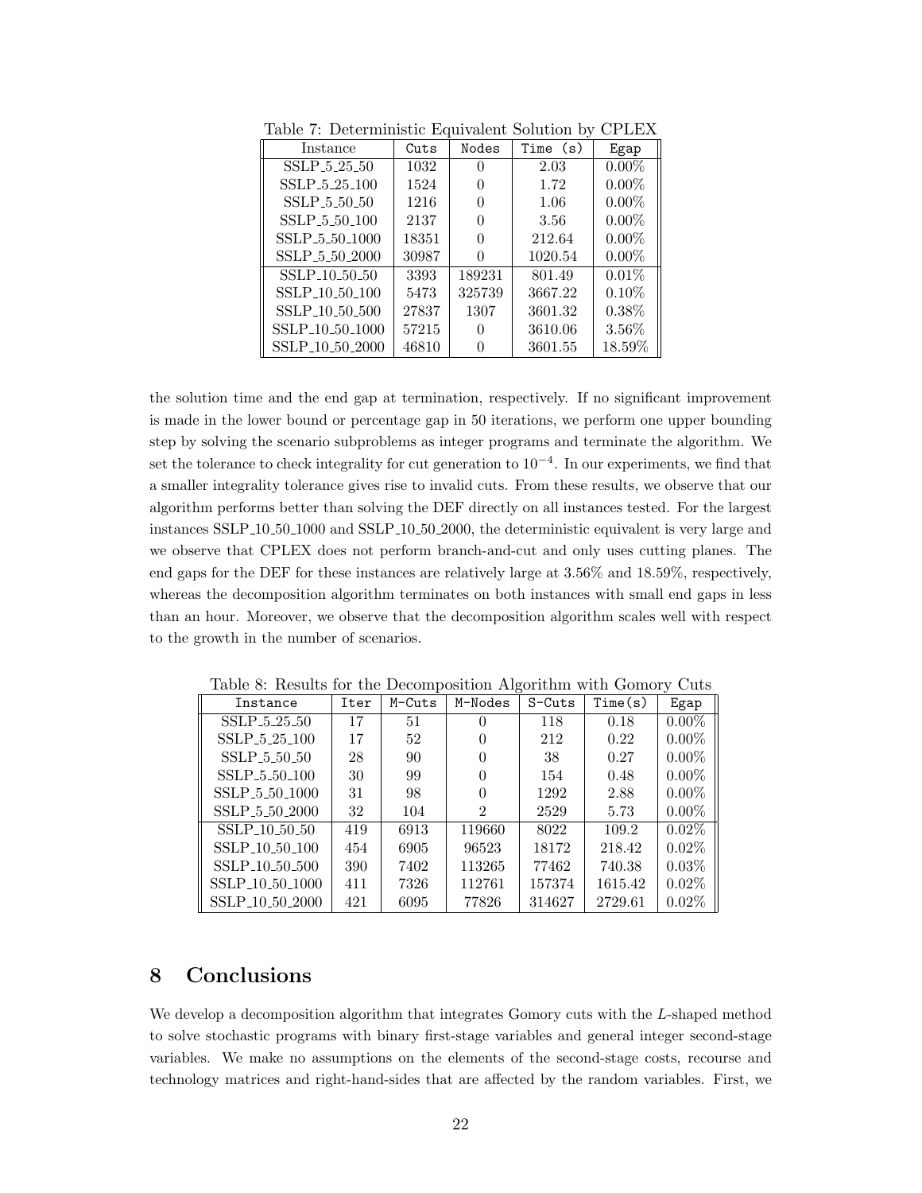Table 7: Deterministic Equivalent Solution by CPLEX

| Instance | Cuts | Nodes | Time (s) | Egap |
|---|---|---|---|---|
| SSLP_5_25_50 | 1032 | 0 | 2.03 | 0.00% |
| SSLP_5_25_100 | 1524 | 0 | 1.72 | 0.00% |
| SSLP_5_50_50 | 1216 | 0 | 1.06 | 0.00% |
| SSLP_5_50_100 | 2137 | 0 | 3.56 | 0.00% |
| SSLP_5_50_1000 | 18351 | 0 | 212.64 | 0.00% |
| SSLP_5_50_2000 | 30987 | 0 | 1020.54 | 0.00% |
| SSLP_10_50_50 | 3393 | 189231 | 801.49 | 0.01% |
| SSLP_10_50_100 | 5473 | 325739 | 3667.22 | 0.10% |
| SSLP_10_50_500 | 27837 | 1307 | 3601.32 | 0.38% |
| SSLP_10_50_1000 | 57215 | 0 | 3610.06 | 3.56% |
| SSLP_10_50_2000 | 46810 | 0 | 3601.55 | 18.59% |

the solution time and the end gap at termination, respectively. If no significant improvement is made in the lower bound or percentage gap in 50 iterations, we perform one upper bounding step by solving the scenario subproblems as integer programs and terminate the algorithm. We set the tolerance to check integrality for cut generation to $10^{-4}$. In our experiments, we find that a smaller integrality tolerance gives rise to invalid cuts. From these results, we observe that our algorithm performs better than solving the DEF directly on all instances tested. For the largest instances SSLP_10_50_1000 and SSLP_10_50_2000, the deterministic equivalent is very large and we observe that CPLEX does not perform branch-and-cut and only uses cutting planes. The end gaps for the DEF for these instances are relatively large at 3.56% and 18.59%, respectively, whereas the decomposition algorithm terminates on both instances with small end gaps in less than an hour. Moreover, we observe that the decomposition algorithm scales well with respect to the growth in the number of scenarios.

Table 8: Results for the Decomposition Algorithm with Gomory Cuts

| Instance | Iter | M-Cuts | M-Nodes | S-Cuts | Time(s) | Egap |
|---|---|---|---|---|---|---|
| SSLP_5_25_50 | 17 | 51 | 0 | 118 | 0.18 | 0.00% |
| SSLP_5_25_100 | 17 | 52 | 0 | 212 | 0.22 | 0.00% |
| SSLP_5_50_50 | 28 | 90 | 0 | 38 | 0.27 | 0.00% |
| SSLP_5_50_100 | 30 | 99 | 0 | 154 | 0.48 | 0.00% |
| SSLP_5_50_1000 | 31 | 98 | 0 | 1292 | 2.88 | 0.00% |
| SSLP_5_50_2000 | 32 | 104 | 2 | 2529 | 5.73 | 0.00% |
| SSLP_10_50_50 | 419 | 6913 | 119660 | 8022 | 109.2 | 0.02% |
| SSLP_10_50_100 | 454 | 6905 | 96523 | 18172 | 218.42 | 0.02% |
| SSLP_10_50_500 | 390 | 7402 | 113265 | 77462 | 740.38 | 0.03% |
| SSLP_10_50_1000 | 411 | 7326 | 112761 | 157374 | 1615.42 | 0.02% |
| SSLP_10_50_2000 | 421 | 6095 | 77826 | 314627 | 2729.61 | 0.02% |

## 8 Conclusions

We develop a decomposition algorithm that integrates Gomory cuts with the $L$-shaped method to solve stochastic programs with binary first-stage variables and general integer second-stage variables. We make no assumptions on the elements of the second-stage costs, recourse and technology matrices and right-hand-sides that are affected by the random variables. First, we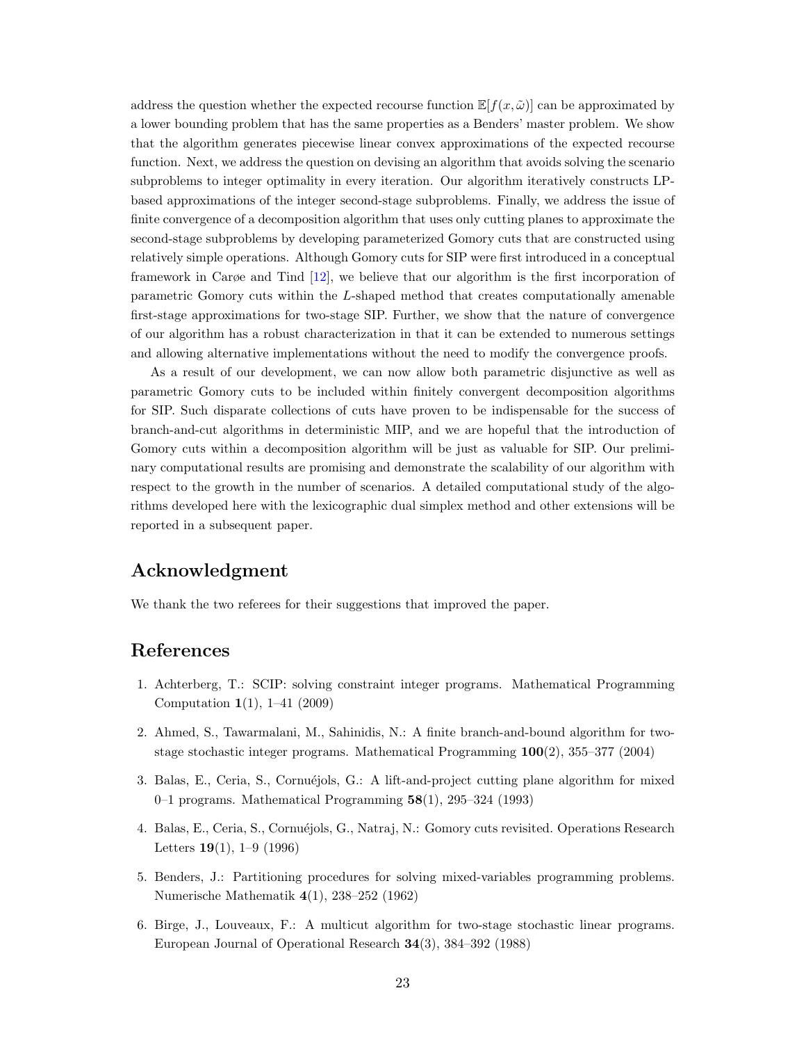address the question whether the expected recourse function $\mathbb{E}[f(x, \tilde{\omega})]$ can be approximated by a lower bounding problem that has the same properties as a Benders' master problem. We show that the algorithm generates piecewise linear convex approximations of the expected recourse function. Next, we address the question on devising an algorithm that avoids solving the scenario subproblems to integer optimality in every iteration. Our algorithm iteratively constructs LP-based approximations of the integer second-stage subproblems. Finally, we address the issue of finite convergence of a decomposition algorithm that uses only cutting planes to approximate the second-stage subproblems by developing parameterized Gomory cuts that are constructed using relatively simple operations. Although Gomory cuts for SIP were first introduced in a conceptual framework in Carøe and Tind [12], we believe that our algorithm is the first incorporation of parametric Gomory cuts within the $L$-shaped method that creates computationally amenable first-stage approximations for two-stage SIP. Further, we show that the nature of convergence of our algorithm has a robust characterization in that it can be extended to numerous settings and allowing alternative implementations without the need to modify the convergence proofs.

As a result of our development, we can now allow both parametric disjunctive as well as parametric Gomory cuts to be included within finitely convergent decomposition algorithms for SIP. Such disparate collections of cuts have proven to be indispensable for the success of branch-and-cut algorithms in deterministic MIP, and we are hopeful that the introduction of Gomory cuts within a decomposition algorithm will be just as valuable for SIP. Our preliminary computational results are promising and demonstrate the scalability of our algorithm with respect to the growth in the number of scenarios. A detailed computational study of the algorithms developed here with the lexicographic dual simplex method and other extensions will be reported in a subsequent paper.

## Acknowledgment

We thank the two referees for their suggestions that improved the paper.

## References

1. Achterberg, T.: SCIP: solving constraint integer programs. Mathematical Programming Computation **1**(1), 1–41 (2009)
2. Ahmed, S., Tawarmalani, M., Sahinidis, N.: A finite branch-and-bound algorithm for two-stage stochastic integer programs. Mathematical Programming **100**(2), 355–377 (2004)
3. Balas, E., Ceria, S., Cornuéjols, G.: A lift-and-project cutting plane algorithm for mixed 0–1 programs. Mathematical Programming **58**(1), 295–324 (1993)
4. Balas, E., Ceria, S., Cornuéjols, G., Natraj, N.: Gomory cuts revisited. Operations Research Letters **19**(1), 1–9 (1996)
5. Benders, J.: Partitioning procedures for solving mixed-variables programming problems. Numerische Mathematik **4**(1), 238–252 (1962)
6. Birge, J., Louveaux, F.: A multicut algorithm for two-stage stochastic linear programs. European Journal of Operational Research **34**(3), 384–392 (1988)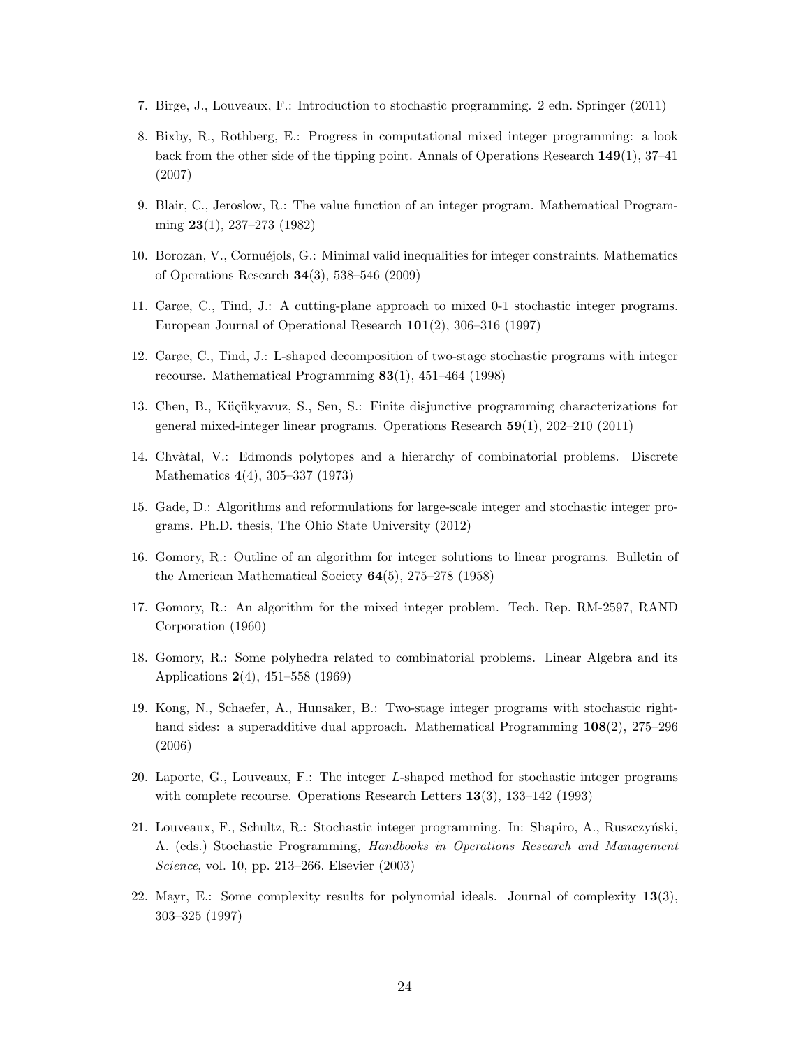7. Birge, J., Louveaux, F.: Introduction to stochastic programming. 2 edn. Springer (2011)

8. Bixby, R., Rothberg, E.: Progress in computational mixed integer programming: a look back from the other side of the tipping point. Annals of Operations Research **149**(1), 37–41 (2007)

9. Blair, C., Jeroslow, R.: The value function of an integer program. Mathematical Programming **23**(1), 237–273 (1982)

10. Borozan, V., Cornuéjols, G.: Minimal valid inequalities for integer constraints. Mathematics of Operations Research **34**(3), 538–546 (2009)

11. Carøe, C., Tind, J.: A cutting-plane approach to mixed 0-1 stochastic integer programs. European Journal of Operational Research **101**(2), 306–316 (1997)

12. Carøe, C., Tind, J.: L-shaped decomposition of two-stage stochastic programs with integer recourse. Mathematical Programming **83**(1), 451–464 (1998)

13. Chen, B., Küçükyavuz, S., Sen, S.: Finite disjunctive programming characterizations for general mixed-integer linear programs. Operations Research **59**(1), 202–210 (2011)

14. Chvàtal, V.: Edmonds polytopes and a hierarchy of combinatorial problems. Discrete Mathematics **4**(4), 305–337 (1973)

15. Gade, D.: Algorithms and reformulations for large-scale integer and stochastic integer programs. Ph.D. thesis, The Ohio State University (2012)

16. Gomory, R.: Outline of an algorithm for integer solutions to linear programs. Bulletin of the American Mathematical Society **64**(5), 275–278 (1958)

17. Gomory, R.: An algorithm for the mixed integer problem. Tech. Rep. RM-2597, RAND Corporation (1960)

18. Gomory, R.: Some polyhedra related to combinatorial problems. Linear Algebra and its Applications **2**(4), 451–558 (1969)

19. Kong, N., Schaefer, A., Hunsaker, B.: Two-stage integer programs with stochastic right-hand sides: a superadditive dual approach. Mathematical Programming **108**(2), 275–296 (2006)

20. Laporte, G., Louveaux, F.: The integer $L$-shaped method for stochastic integer programs with complete recourse. Operations Research Letters **13**(3), 133–142 (1993)

21. Louveaux, F., Schultz, R.: Stochastic integer programming. In: Shapiro, A., Ruszczyński, A. (eds.) Stochastic Programming, *Handbooks in Operations Research and Management Science*, vol. 10, pp. 213–266. Elsevier (2003)

22. Mayr, E.: Some complexity results for polynomial ideals. Journal of complexity **13**(3), 303–325 (1997)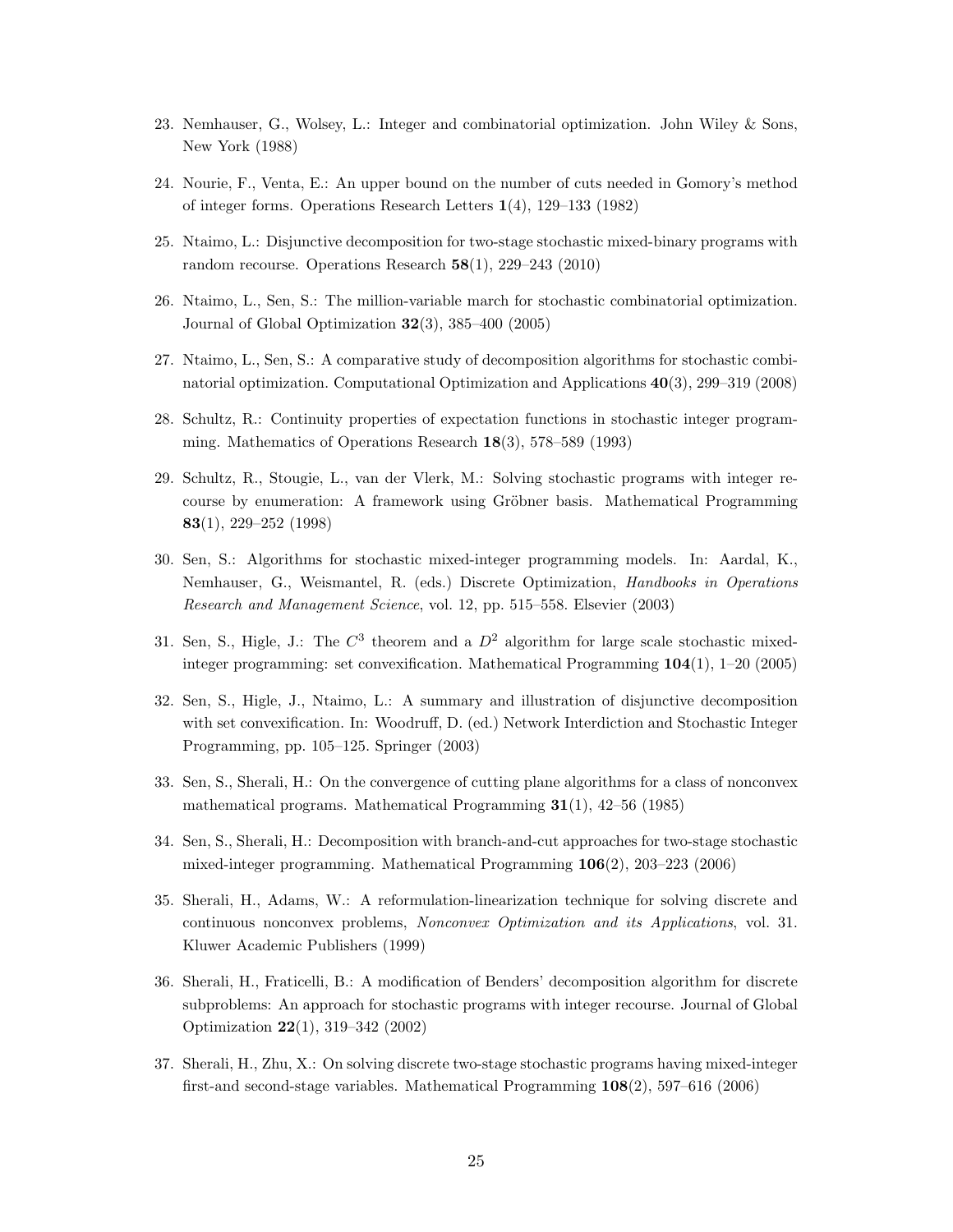23. Nemhauser, G., Wolsey, L.: Integer and combinatorial optimization. John Wiley & Sons, New York (1988)

24. Nourie, F., Venta, E.: An upper bound on the number of cuts needed in Gomory's method of integer forms. Operations Research Letters **1**(4), 129–133 (1982)

25. Ntaimo, L.: Disjunctive decomposition for two-stage stochastic mixed-binary programs with random recourse. Operations Research **58**(1), 229–243 (2010)

26. Ntaimo, L., Sen, S.: The million-variable march for stochastic combinatorial optimization. Journal of Global Optimization **32**(3), 385–400 (2005)

27. Ntaimo, L., Sen, S.: A comparative study of decomposition algorithms for stochastic combinatorial optimization. Computational Optimization and Applications **40**(3), 299–319 (2008)

28. Schultz, R.: Continuity properties of expectation functions in stochastic integer programming. Mathematics of Operations Research **18**(3), 578–589 (1993)

29. Schultz, R., Stougie, L., van der Vlerk, M.: Solving stochastic programs with integer recourse by enumeration: A framework using Gröbner basis. Mathematical Programming **83**(1), 229–252 (1998)

30. Sen, S.: Algorithms for stochastic mixed-integer programming models. In: Aardal, K., Nemhauser, G., Weismantel, R. (eds.) Discrete Optimization, *Handbooks in Operations Research and Management Science*, vol. 12, pp. 515–558. Elsevier (2003)

31. Sen, S., Higle, J.: The $C^3$ theorem and a $D^2$ algorithm for large scale stochastic mixed-integer programming: set convexification. Mathematical Programming **104**(1), 1–20 (2005)

32. Sen, S., Higle, J., Ntaimo, L.: A summary and illustration of disjunctive decomposition with set convexification. In: Woodruff, D. (ed.) Network Interdiction and Stochastic Integer Programming, pp. 105–125. Springer (2003)

33. Sen, S., Sherali, H.: On the convergence of cutting plane algorithms for a class of nonconvex mathematical programs. Mathematical Programming **31**(1), 42–56 (1985)

34. Sen, S., Sherali, H.: Decomposition with branch-and-cut approaches for two-stage stochastic mixed-integer programming. Mathematical Programming **106**(2), 203–223 (2006)

35. Sherali, H., Adams, W.: A reformulation-linearization technique for solving discrete and continuous nonconvex problems, *Nonconvex Optimization and its Applications*, vol. 31. Kluwer Academic Publishers (1999)

36. Sherali, H., Fraticelli, B.: A modification of Benders' decomposition algorithm for discrete subproblems: An approach for stochastic programs with integer recourse. Journal of Global Optimization **22**(1), 319–342 (2002)

37. Sherali, H., Zhu, X.: On solving discrete two-stage stochastic programs having mixed-integer first-and second-stage variables. Mathematical Programming **108**(2), 597–616 (2006)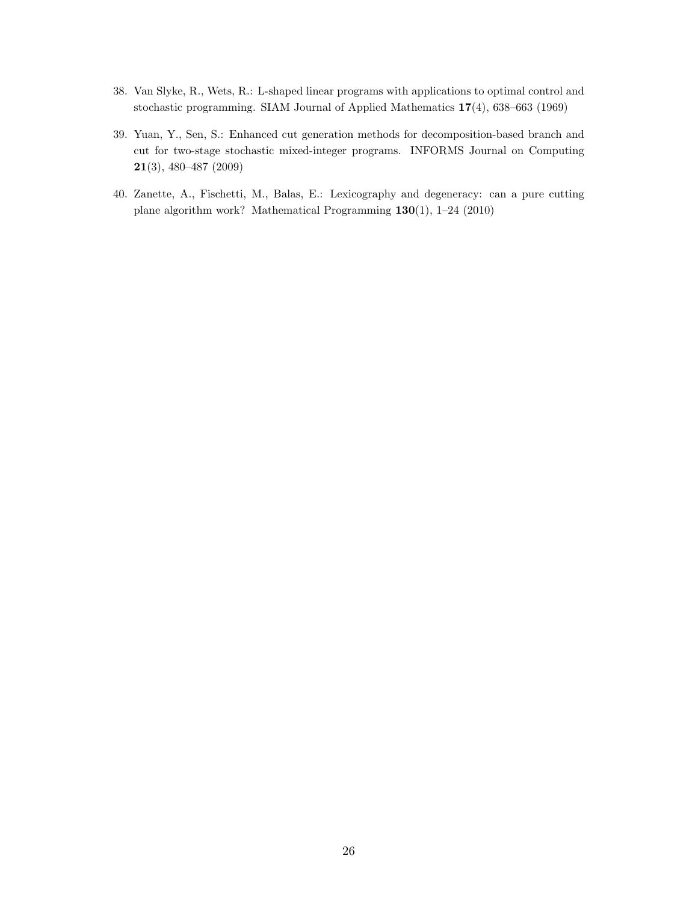38. Van Slyke, R., Wets, R.: L-shaped linear programs with applications to optimal control and stochastic programming. SIAM Journal of Applied Mathematics **17**(4), 638–663 (1969)

39. Yuan, Y., Sen, S.: Enhanced cut generation methods for decomposition-based branch and cut for two-stage stochastic mixed-integer programs. INFORMS Journal on Computing **21**(3), 480–487 (2009)

40. Zanette, A., Fischetti, M., Balas, E.: Lexicography and degeneracy: can a pure cutting plane algorithm work? Mathematical Programming **130**(1), 1–24 (2010)